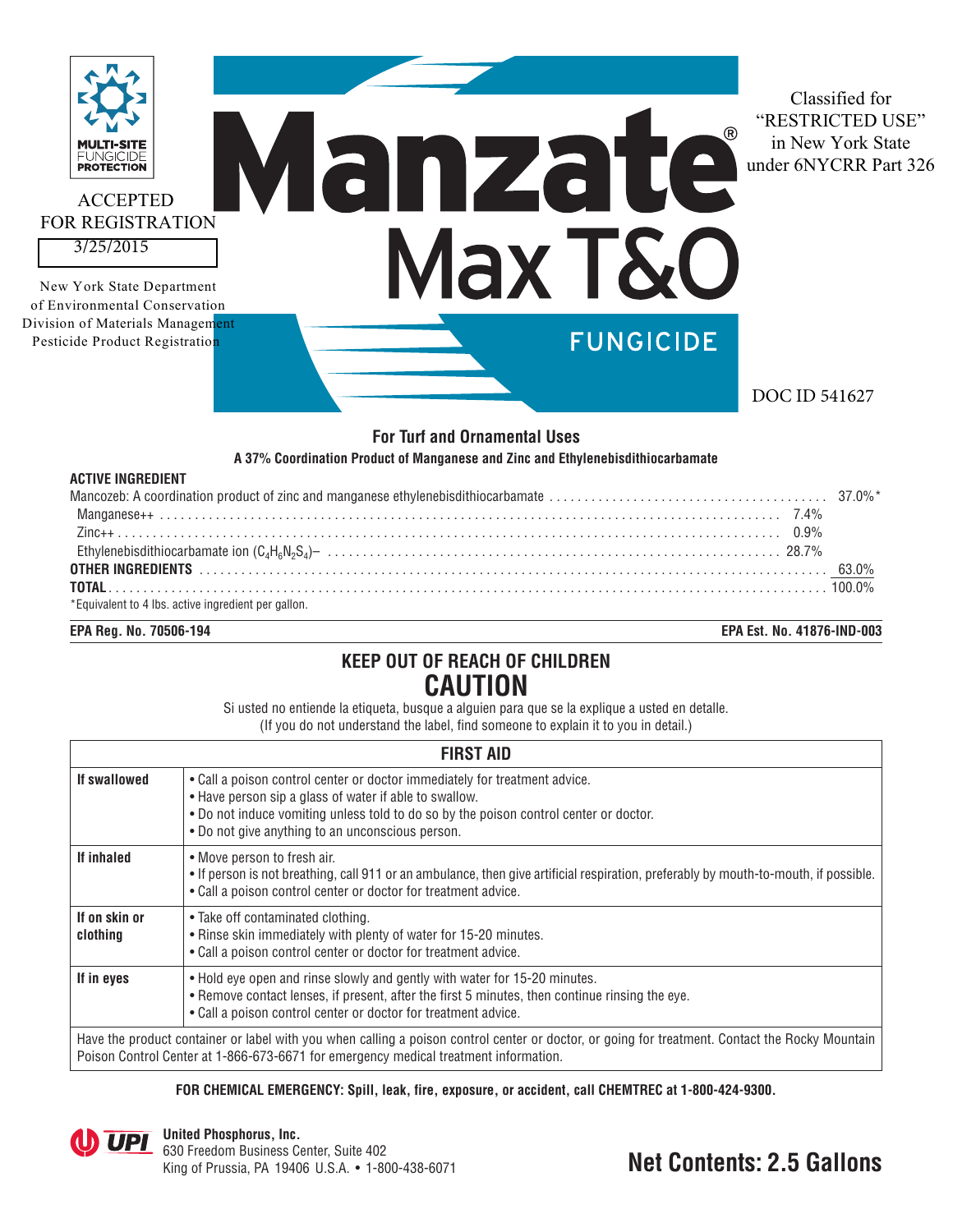MULTI-SITE FUNGICIDE PROTECTION

ACCEPTED
FOR REGISTRATION
3/25/2015

New York State Department of Environmental Conservation
Division of Materials Management
Pesticide Product Registration

# Manzate® Max T&O

## FUNGICIDE

Classified for "RESTRICTED USE" in New York State under 6NYCRR Part 326

DOC ID 541627

**For Turf and Ornamental Uses**

**A 37% Coordination Product of Manganese and Zinc and Ethylenebisdithiocarbamate**

**ACTIVE INGREDIENT**

| | |
|---|---|
| Mancozeb: A coordination product of zinc and manganese ethylenebisdithiocarbamate | 37.0%* |
| Manganese++ | 7.4% |
| Zinc++ | 0.9% |
| Ethylenebisdithiocarbamate ion $(C_4H_6N_2S_4)^{-}$ | 28.7% |
| **OTHER INGREDIENTS** | 63.0% |
| **TOTAL** | 100.0% |

*Equivalent to 4 lbs. active ingredient per gallon.

**EPA Reg. No. 70506-194** **EPA Est. No. 41876-IND-003**

## KEEP OUT OF REACH OF CHILDREN
## CAUTION

Si usted no entiende la etiqueta, busque a alguien para que se la explique a usted en detalle.
(If you do not understand the label, find someone to explain it to you in detail.)

| FIRST AID | |
|---|---|
| **If swallowed** | • Call a poison control center or doctor immediately for treatment advice.<br>• Have person sip a glass of water if able to swallow.<br>• Do not induce vomiting unless told to do so by the poison control center or doctor.<br>• Do not give anything to an unconscious person. |
| **If inhaled** | • Move person to fresh air.<br>• If person is not breathing, call 911 or an ambulance, then give artificial respiration, preferably by mouth-to-mouth, if possible.<br>• Call a poison control center or doctor for treatment advice. |
| **If on skin or clothing** | • Take off contaminated clothing.<br>• Rinse skin immediately with plenty of water for 15-20 minutes.<br>• Call a poison control center or doctor for treatment advice. |
| **If in eyes** | • Hold eye open and rinse slowly and gently with water for 15-20 minutes.<br>• Remove contact lenses, if present, after the first 5 minutes, then continue rinsing the eye.<br>• Call a poison control center or doctor for treatment advice. |
| Have the product container or label with you when calling a poison control center or doctor, or going for treatment. Contact the Rocky Mountain Poison Control Center at 1-866-673-6671 for emergency medical treatment information. | |

**FOR CHEMICAL EMERGENCY: Spill, leak, fire, exposure, or accident, call CHEMTREC at 1-800-424-9300.**

**United Phosphorus, Inc.**
630 Freedom Business Center, Suite 402
King of Prussia, PA 19406 U.S.A. • 1-800-438-6071

**Net Contents: 2.5 Gallons**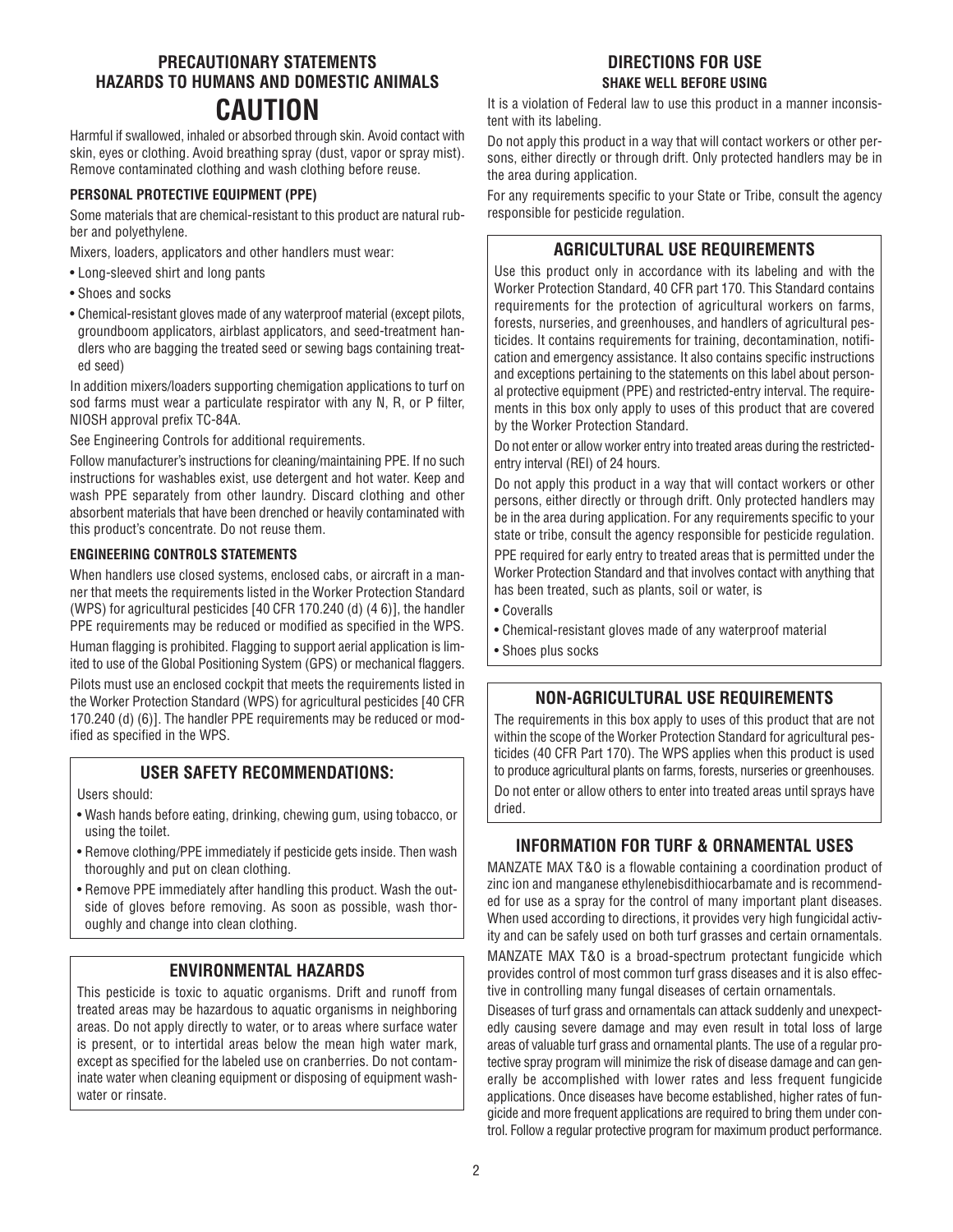## PRECAUTIONARY STATEMENTS
## HAZARDS TO HUMANS AND DOMESTIC ANIMALS

# CAUTION

Harmful if swallowed, inhaled or absorbed through skin. Avoid contact with skin, eyes or clothing. Avoid breathing spray (dust, vapor or spray mist). Remove contaminated clothing and wash clothing before reuse.

### PERSONAL PROTECTIVE EQUIPMENT (PPE)

Some materials that are chemical-resistant to this product are natural rubber and polyethylene.

Mixers, loaders, applicators and other handlers must wear:

- Long-sleeved shirt and long pants
- Shoes and socks
- Chemical-resistant gloves made of any waterproof material (except pilots, groundboom applicators, airblast applicators, and seed-treatment handlers who are bagging the treated seed or sewing bags containing treated seed)

In addition mixers/loaders supporting chemigation applications to turf on sod farms must wear a particulate respirator with any N, R, or P filter, NIOSH approval prefix TC-84A.

See Engineering Controls for additional requirements.

Follow manufacturer's instructions for cleaning/maintaining PPE. If no such instructions for washables exist, use detergent and hot water. Keep and wash PPE separately from other laundry. Discard clothing and other absorbent materials that have been drenched or heavily contaminated with this product's concentrate. Do not reuse them.

### ENGINEERING CONTROLS STATEMENTS

When handlers use closed systems, enclosed cabs, or aircraft in a manner that meets the requirements listed in the Worker Protection Standard (WPS) for agricultural pesticides [40 CFR 170.240 (d) (4 6)], the handler PPE requirements may be reduced or modified as specified in the WPS.

Human flagging is prohibited. Flagging to support aerial application is limited to use of the Global Positioning System (GPS) or mechanical flaggers.

Pilots must use an enclosed cockpit that meets the requirements listed in the Worker Protection Standard (WPS) for agricultural pesticides [40 CFR 170.240 (d) (6)]. The handler PPE requirements may be reduced or modified as specified in the WPS.

### USER SAFETY RECOMMENDATIONS:

Users should:

- Wash hands before eating, drinking, chewing gum, using tobacco, or using the toilet.
- Remove clothing/PPE immediately if pesticide gets inside. Then wash thoroughly and put on clean clothing.
- Remove PPE immediately after handling this product. Wash the outside of gloves before removing. As soon as possible, wash thoroughly and change into clean clothing.

### ENVIRONMENTAL HAZARDS

This pesticide is toxic to aquatic organisms. Drift and runoff from treated areas may be hazardous to aquatic organisms in neighboring areas. Do not apply directly to water, or to areas where surface water is present, or to intertidal areas below the mean high water mark, except as specified for the labeled use on cranberries. Do not contaminate water when cleaning equipment or disposing of equipment washwater or rinsate.

## DIRECTIONS FOR USE

**SHAKE WELL BEFORE USING**

It is a violation of Federal law to use this product in a manner inconsistent with its labeling.

Do not apply this product in a way that will contact workers or other persons, either directly or through drift. Only protected handlers may be in the area during application.

For any requirements specific to your State or Tribe, consult the agency responsible for pesticide regulation.

### AGRICULTURAL USE REQUIREMENTS

Use this product only in accordance with its labeling and with the Worker Protection Standard, 40 CFR part 170. This Standard contains requirements for the protection of agricultural workers on farms, forests, nurseries, and greenhouses, and handlers of agricultural pesticides. It contains requirements for training, decontamination, notification and emergency assistance. It also contains specific instructions and exceptions pertaining to the statements on this label about personal protective equipment (PPE) and restricted-entry interval. The requirements in this box only apply to uses of this product that are covered by the Worker Protection Standard.

Do not enter or allow worker entry into treated areas during the restricted-entry interval (REI) of 24 hours.

Do not apply this product in a way that will contact workers or other persons, either directly or through drift. Only protected handlers may be in the area during application. For any requirements specific to your state or tribe, consult the agency responsible for pesticide regulation.

PPE required for early entry to treated areas that is permitted under the Worker Protection Standard and that involves contact with anything that has been treated, such as plants, soil or water, is

- Coveralls
- Chemical-resistant gloves made of any waterproof material
- Shoes plus socks

### NON-AGRICULTURAL USE REQUIREMENTS

The requirements in this box apply to uses of this product that are not within the scope of the Worker Protection Standard for agricultural pesticides (40 CFR Part 170). The WPS applies when this product is used to produce agricultural plants on farms, forests, nurseries or greenhouses.

Do not enter or allow others to enter into treated areas until sprays have dried.

### INFORMATION FOR TURF & ORNAMENTAL USES

MANZATE MAX T&O is a flowable containing a coordination product of zinc ion and manganese ethylenebisdithiocarbamate and is recommended for use as a spray for the control of many important plant diseases. When used according to directions, it provides very high fungicidal activity and can be safely used on both turf grasses and certain ornamentals.

MANZATE MAX T&O is a broad-spectrum protectant fungicide which provides control of most common turf grass diseases and it is also effective in controlling many fungal diseases of certain ornamentals.

Diseases of turf grass and ornamentals can attack suddenly and unexpectedly causing severe damage and may even result in total loss of large areas of valuable turf grass and ornamental plants. The use of a regular protective spray program will minimize the risk of disease damage and can generally be accomplished with lower rates and less frequent fungicide applications. Once diseases have become established, higher rates of fungicide and more frequent applications are required to bring them under control. Follow a regular protective program for maximum product performance.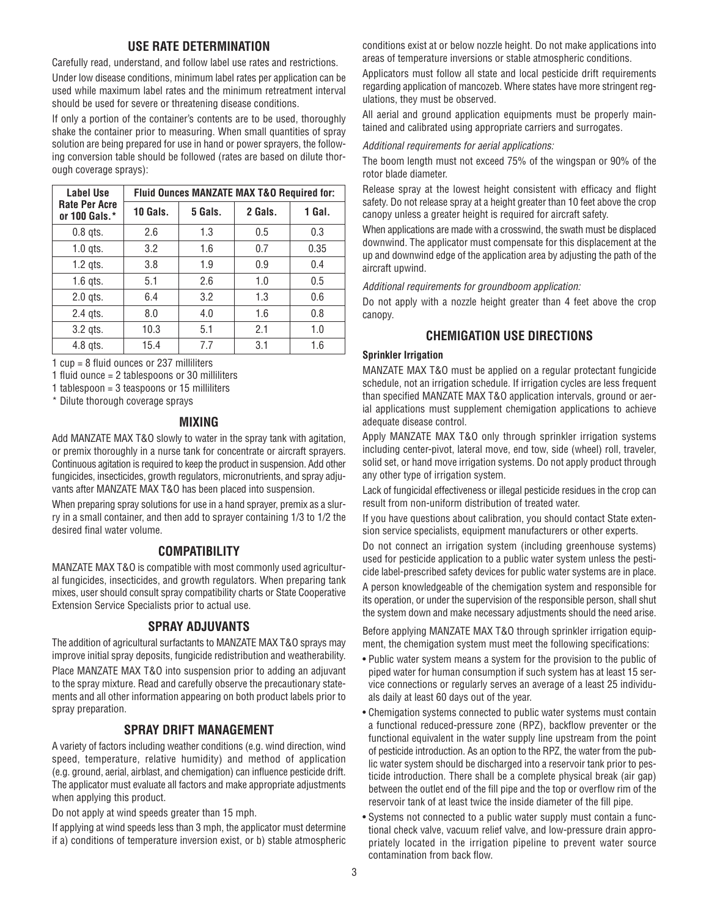## USE RATE DETERMINATION

Carefully read, understand, and follow label use rates and restrictions.

Under low disease conditions, minimum label rates per application can be used while maximum label rates and the minimum retreatment interval should be used for severe or threatening disease conditions.

If only a portion of the container's contents are to be used, thoroughly shake the container prior to measuring. When small quantities of spray solution are being prepared for use in hand or power sprayers, the following conversion table should be followed (rates are based on dilute thorough coverage sprays):

| Label Use Rate Per Acre or 100 Gals.* | Fluid Ounces MANZATE MAX T&O Required for: | | | |
|---|---|---|---|---|
| | 10 Gals. | 5 Gals. | 2 Gals. | 1 Gal. |
| 0.8 qts. | 2.6 | 1.3 | 0.5 | 0.3 |
| 1.0 qts. | 3.2 | 1.6 | 0.7 | 0.35 |
| 1.2 qts. | 3.8 | 1.9 | 0.9 | 0.4 |
| 1.6 qts. | 5.1 | 2.6 | 1.0 | 0.5 |
| 2.0 qts. | 6.4 | 3.2 | 1.3 | 0.6 |
| 2.4 qts. | 8.0 | 4.0 | 1.6 | 0.8 |
| 3.2 qts. | 10.3 | 5.1 | 2.1 | 1.0 |
| 4.8 qts. | 15.4 | 7.7 | 3.1 | 1.6 |

1 cup = 8 fluid ounces or 237 milliliters

1 fluid ounce = 2 tablespoons or 30 milliliters

1 tablespoon = 3 teaspoons or 15 milliliters

\* Dilute thorough coverage sprays

## MIXING

Add MANZATE MAX T&O slowly to water in the spray tank with agitation, or premix thoroughly in a nurse tank for concentrate or aircraft sprayers. Continuous agitation is required to keep the product in suspension. Add other fungicides, insecticides, growth regulators, micronutrients, and spray adjuvants after MANZATE MAX T&O has been placed into suspension.

When preparing spray solutions for use in a hand sprayer, premix as a slurry in a small container, and then add to sprayer containing 1/3 to 1/2 the desired final water volume.

## COMPATIBILITY

MANZATE MAX T&O is compatible with most commonly used agricultural fungicides, insecticides, and growth regulators. When preparing tank mixes, user should consult spray compatibility charts or State Cooperative Extension Service Specialists prior to actual use.

## SPRAY ADJUVANTS

The addition of agricultural surfactants to MANZATE MAX T&O sprays may improve initial spray deposits, fungicide redistribution and weatherability.

Place MANZATE MAX T&O into suspension prior to adding an adjuvant to the spray mixture. Read and carefully observe the precautionary statements and all other information appearing on both product labels prior to spray preparation.

## SPRAY DRIFT MANAGEMENT

A variety of factors including weather conditions (e.g. wind direction, wind speed, temperature, relative humidity) and method of application (e.g. ground, aerial, airblast, and chemigation) can influence pesticide drift. The applicator must evaluate all factors and make appropriate adjustments when applying this product.

Do not apply at wind speeds greater than 15 mph.

If applying at wind speeds less than 3 mph, the applicator must determine if a) conditions of temperature inversion exist, or b) stable atmospheric conditions exist at or below nozzle height. Do not make applications into areas of temperature inversions or stable atmospheric conditions.

Applicators must follow all state and local pesticide drift requirements regarding application of mancozeb. Where states have more stringent regulations, they must be observed.

All aerial and ground application equipments must be properly maintained and calibrated using appropriate carriers and surrogates.

*Additional requirements for aerial applications:*

The boom length must not exceed 75% of the wingspan or 90% of the rotor blade diameter.

Release spray at the lowest height consistent with efficacy and flight safety. Do not release spray at a height greater than 10 feet above the crop canopy unless a greater height is required for aircraft safety.

When applications are made with a crosswind, the swath must be displaced downwind. The applicator must compensate for this displacement at the up and downwind edge of the application area by adjusting the path of the aircraft upwind.

*Additional requirements for groundboom application:*

Do not apply with a nozzle height greater than 4 feet above the crop canopy.

## CHEMIGATION USE DIRECTIONS

### Sprinkler Irrigation

MANZATE MAX T&O must be applied on a regular protectant fungicide schedule, not an irrigation schedule. If irrigation cycles are less frequent than specified MANZATE MAX T&O application intervals, ground or aerial applications must supplement chemigation applications to achieve adequate disease control.

Apply MANZATE MAX T&O only through sprinkler irrigation systems including center-pivot, lateral move, end tow, side (wheel) roll, traveler, solid set, or hand move irrigation systems. Do not apply product through any other type of irrigation system.

Lack of fungicidal effectiveness or illegal pesticide residues in the crop can result from non-uniform distribution of treated water.

If you have questions about calibration, you should contact State extension service specialists, equipment manufacturers or other experts.

Do not connect an irrigation system (including greenhouse systems) used for pesticide application to a public water system unless the pesticide label-prescribed safety devices for public water systems are in place.

A person knowledgeable of the chemigation system and responsible for its operation, or under the supervision of the responsible person, shall shut the system down and make necessary adjustments should the need arise.

Before applying MANZATE MAX T&O through sprinkler irrigation equipment, the chemigation system must meet the following specifications:

- Public water system means a system for the provision to the public of piped water for human consumption if such system has at least 15 service connections or regularly serves an average of a least 25 individuals daily at least 60 days out of the year.
- Chemigation systems connected to public water systems must contain a functional reduced-pressure zone (RPZ), backflow preventer or the functional equivalent in the water supply line upstream from the point of pesticide introduction. As an option to the RPZ, the water from the public water system should be discharged into a reservoir tank prior to pesticide introduction. There shall be a complete physical break (air gap) between the outlet end of the fill pipe and the top or overflow rim of the reservoir tank of at least twice the inside diameter of the fill pipe.
- Systems not connected to a public water supply must contain a functional check valve, vacuum relief valve, and low-pressure drain appropriately located in the irrigation pipeline to prevent water source contamination from back flow.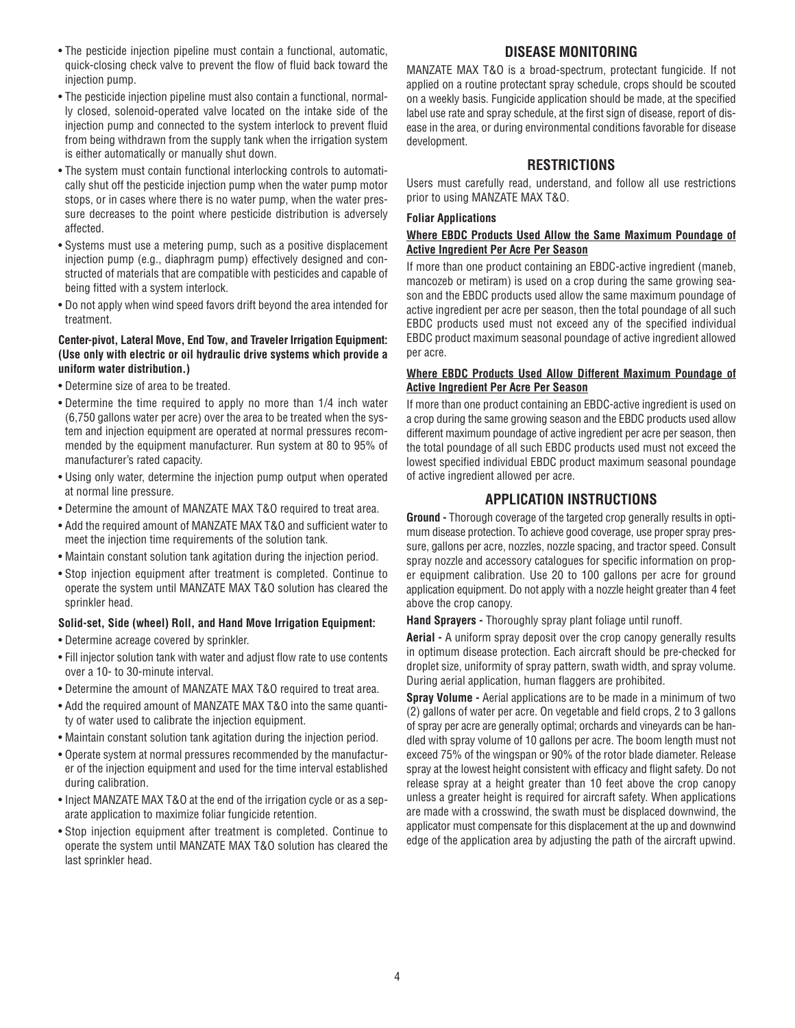- The pesticide injection pipeline must contain a functional, automatic, quick-closing check valve to prevent the flow of fluid back toward the injection pump.
- The pesticide injection pipeline must also contain a functional, normally closed, solenoid-operated valve located on the intake side of the injection pump and connected to the system interlock to prevent fluid from being withdrawn from the supply tank when the irrigation system is either automatically or manually shut down.
- The system must contain functional interlocking controls to automatically shut off the pesticide injection pump when the water pump motor stops, or in cases where there is no water pump, when the water pressure decreases to the point where pesticide distribution is adversely affected.
- Systems must use a metering pump, such as a positive displacement injection pump (e.g., diaphragm pump) effectively designed and constructed of materials that are compatible with pesticides and capable of being fitted with a system interlock.
- Do not apply when wind speed favors drift beyond the area intended for treatment.

**Center-pivot, Lateral Move, End Tow, and Traveler Irrigation Equipment: (Use only with electric or oil hydraulic drive systems which provide a uniform water distribution.)**

- Determine size of area to be treated.
- Determine the time required to apply no more than 1/4 inch water (6,750 gallons water per acre) over the area to be treated when the system and injection equipment are operated at normal pressures recommended by the equipment manufacturer. Run system at 80 to 95% of manufacturer's rated capacity.
- Using only water, determine the injection pump output when operated at normal line pressure.
- Determine the amount of MANZATE MAX T&O required to treat area.
- Add the required amount of MANZATE MAX T&O and sufficient water to meet the injection time requirements of the solution tank.
- Maintain constant solution tank agitation during the injection period.
- Stop injection equipment after treatment is completed. Continue to operate the system until MANZATE MAX T&O solution has cleared the sprinkler head.

**Solid-set, Side (wheel) Roll, and Hand Move Irrigation Equipment:**

- Determine acreage covered by sprinkler.
- Fill injector solution tank with water and adjust flow rate to use contents over a 10- to 30-minute interval.
- Determine the amount of MANZATE MAX T&O required to treat area.
- Add the required amount of MANZATE MAX T&O into the same quantity of water used to calibrate the injection equipment.
- Maintain constant solution tank agitation during the injection period.
- Operate system at normal pressures recommended by the manufacturer of the injection equipment and used for the time interval established during calibration.
- Inject MANZATE MAX T&O at the end of the irrigation cycle or as a separate application to maximize foliar fungicide retention.
- Stop injection equipment after treatment is completed. Continue to operate the system until MANZATE MAX T&O solution has cleared the last sprinkler head.

## DISEASE MONITORING

MANZATE MAX T&O is a broad-spectrum, protectant fungicide. If not applied on a routine protectant spray schedule, crops should be scouted on a weekly basis. Fungicide application should be made, at the specified label use rate and spray schedule, at the first sign of disease, report of disease in the area, or during environmental conditions favorable for disease development.

## RESTRICTIONS

Users must carefully read, understand, and follow all use restrictions prior to using MANZATE MAX T&O.

**Foliar Applications**

**Where EBDC Products Used Allow the Same Maximum Poundage of Active Ingredient Per Acre Per Season**

If more than one product containing an EBDC-active ingredient (maneb, mancozeb or metiram) is used on a crop during the same growing season and the EBDC products used allow the same maximum poundage of active ingredient per acre per season, then the total poundage of all such EBDC products used must not exceed any of the specified individual EBDC product maximum seasonal poundage of active ingredient allowed per acre.

**Where EBDC Products Used Allow Different Maximum Poundage of Active Ingredient Per Acre Per Season**

If more than one product containing an EBDC-active ingredient is used on a crop during the same growing season and the EBDC products used allow different maximum poundage of active ingredient per acre per season, then the total poundage of all such EBDC products used must not exceed the lowest specified individual EBDC product maximum seasonal poundage of active ingredient allowed per acre.

## APPLICATION INSTRUCTIONS

**Ground -** Thorough coverage of the targeted crop generally results in optimum disease protection. To achieve good coverage, use proper spray pressure, gallons per acre, nozzles, nozzle spacing, and tractor speed. Consult spray nozzle and accessory catalogues for specific information on proper equipment calibration. Use 20 to 100 gallons per acre for ground application equipment. Do not apply with a nozzle height greater than 4 feet above the crop canopy.

**Hand Sprayers -** Thoroughly spray plant foliage until runoff.

**Aerial -** A uniform spray deposit over the crop canopy generally results in optimum disease protection. Each aircraft should be pre-checked for droplet size, uniformity of spray pattern, swath width, and spray volume. During aerial application, human flaggers are prohibited.

**Spray Volume -** Aerial applications are to be made in a minimum of two (2) gallons of water per acre. On vegetable and field crops, 2 to 3 gallons of spray per acre are generally optimal; orchards and vineyards can be handled with spray volume of 10 gallons per acre. The boom length must not exceed 75% of the wingspan or 90% of the rotor blade diameter. Release spray at the lowest height consistent with efficacy and flight safety. Do not release spray at a height greater than 10 feet above the crop canopy unless a greater height is required for aircraft safety. When applications are made with a crosswind, the swath must be displaced downwind, the applicator must compensate for this displacement at the up and downwind edge of the application area by adjusting the path of the aircraft upwind.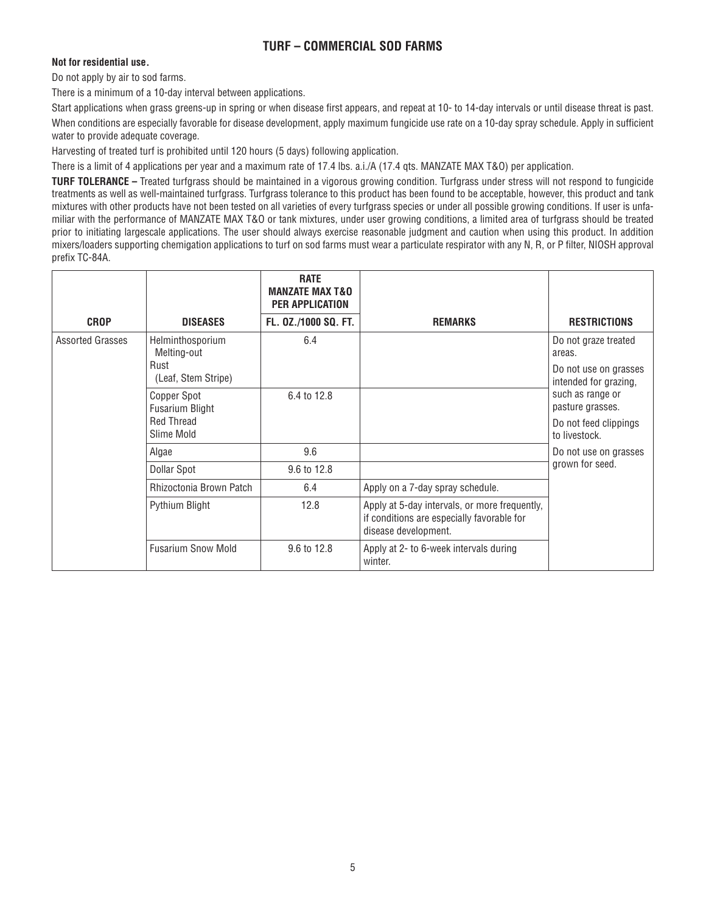## TURF – COMMERCIAL SOD FARMS

**Not for residential use.**

Do not apply by air to sod farms.

There is a minimum of a 10-day interval between applications.

Start applications when grass greens-up in spring or when disease first appears, and repeat at 10- to 14-day intervals or until disease threat is past.

When conditions are especially favorable for disease development, apply maximum fungicide use rate on a 10-day spray schedule. Apply in sufficient water to provide adequate coverage.

Harvesting of treated turf is prohibited until 120 hours (5 days) following application.

There is a limit of 4 applications per year and a maximum rate of 17.4 lbs. a.i./A (17.4 qts. MANZATE MAX T&O) per application.

**TURF TOLERANCE –** Treated turfgrass should be maintained in a vigorous growing condition. Turfgrass under stress will not respond to fungicide treatments as well as well-maintained turfgrass. Turfgrass tolerance to this product has been found to be acceptable, however, this product and tank mixtures with other products have not been tested on all varieties of every turfgrass species or under all possible growing conditions. If user is unfamiliar with the performance of MANZATE MAX T&O or tank mixtures, under user growing conditions, a limited area of turfgrass should be treated prior to initiating largescale applications. The user should always exercise reasonable judgment and caution when using this product. In addition mixers/loaders supporting chemigation applications to turf on sod farms must wear a particulate respirator with any N, R, or P filter, NIOSH approval prefix TC-84A.

| CROP | DISEASES | RATE MANZATE MAX T&O PER APPLICATION FL. OZ./1000 SQ. FT. | REMARKS | RESTRICTIONS |
|---|---|---|---|---|
| Assorted Grasses | Helminthosporium Melting-out<br>Rust (Leaf, Stem Stripe) | 6.4 | | Do not graze treated areas.<br>Do not use on grasses intended for grazing, such as range or pasture grasses.<br>Do not feed clippings to livestock.<br>Do not use on grasses grown for seed. |
| | Copper Spot<br>Fusarium Blight<br>Red Thread<br>Slime Mold | 6.4 to 12.8 | | |
| | Algae | 9.6 | | |
| | Dollar Spot | 9.6 to 12.8 | | |
| | Rhizoctonia Brown Patch | 6.4 | Apply on a 7-day spray schedule. | |
| | Pythium Blight | 12.8 | Apply at 5-day intervals, or more frequently, if conditions are especially favorable for disease development. | |
| | Fusarium Snow Mold | 9.6 to 12.8 | Apply at 2- to 6-week intervals during winter. | |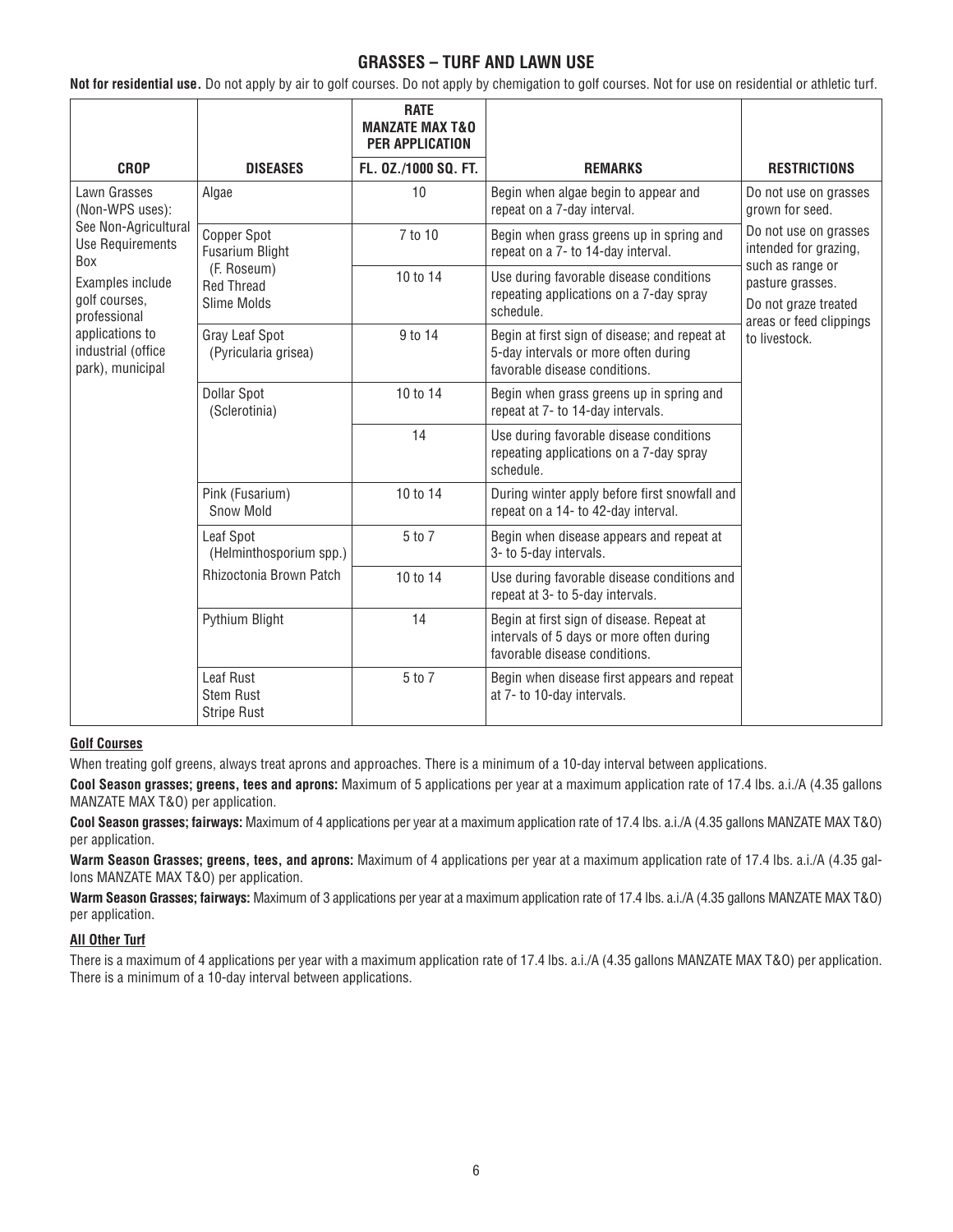## GRASSES – TURF AND LAWN USE

**Not for residential use.** Do not apply by air to golf courses. Do not apply by chemigation to golf courses. Not for use on residential or athletic turf.

| CROP | DISEASES | RATE MANZATE MAX T&O PER APPLICATION FL. OZ./1000 SQ. FT. | REMARKS | RESTRICTIONS |
|---|---|---|---|---|
| Lawn Grasses (Non-WPS uses): See Non-Agricultural Use Requirements Box<br>Examples include golf courses, professional applications to industrial (office park), municipal | Algae | 10 | Begin when algae begin to appear and repeat on a 7-day interval. | Do not use on grasses grown for seed.<br>Do not use on grasses intended for grazing, such as range or pasture grasses.<br>Do not graze treated areas or feed clippings to livestock. |
| | Copper Spot<br>Fusarium Blight (F. Roseum)<br>Red Thread<br>Slime Molds | 7 to 10 | Begin when grass greens up in spring and repeat on a 7- to 14-day interval. | |
| | | 10 to 14 | Use during favorable disease conditions repeating applications on a 7-day spray schedule. | |
| | Gray Leaf Spot (Pyricularia grisea) | 9 to 14 | Begin at first sign of disease; and repeat at 5-day intervals or more often during favorable disease conditions. | |
| | Dollar Spot (Sclerotinia) | 10 to 14 | Begin when grass greens up in spring and repeat at 7- to 14-day intervals. | |
| | | 14 | Use during favorable disease conditions repeating applications on a 7-day spray schedule. | |
| | Pink (Fusarium) Snow Mold | 10 to 14 | During winter apply before first snowfall and repeat on a 14- to 42-day interval. | |
| | Leaf Spot (Helminthosporium spp.) | 5 to 7 | Begin when disease appears and repeat at 3- to 5-day intervals. | |
| | Rhizoctonia Brown Patch | 10 to 14 | Use during favorable disease conditions and repeat at 3- to 5-day intervals. | |
| | Pythium Blight | 14 | Begin at first sign of disease. Repeat at intervals of 5 days or more often during favorable disease conditions. | |
| | Leaf Rust<br>Stem Rust<br>Stripe Rust | 5 to 7 | Begin when disease first appears and repeat at 7- to 10-day intervals. | |

**Golf Courses**

When treating golf greens, always treat aprons and approaches. There is a minimum of a 10-day interval between applications.

**Cool Season grasses; greens, tees and aprons:** Maximum of 5 applications per year at a maximum application rate of 17.4 lbs. a.i./A (4.35 gallons MANZATE MAX T&O) per application.

**Cool Season grasses; fairways:** Maximum of 4 applications per year at a maximum application rate of 17.4 lbs. a.i./A (4.35 gallons MANZATE MAX T&O) per application.

**Warm Season Grasses; greens, tees, and aprons:** Maximum of 4 applications per year at a maximum application rate of 17.4 lbs. a.i./A (4.35 gallons MANZATE MAX T&O) per application.

**Warm Season Grasses; fairways:** Maximum of 3 applications per year at a maximum application rate of 17.4 lbs. a.i./A (4.35 gallons MANZATE MAX T&O) per application.

**All Other Turf**

There is a maximum of 4 applications per year with a maximum application rate of 17.4 lbs. a.i./A (4.35 gallons MANZATE MAX T&O) per application. There is a minimum of a 10-day interval between applications.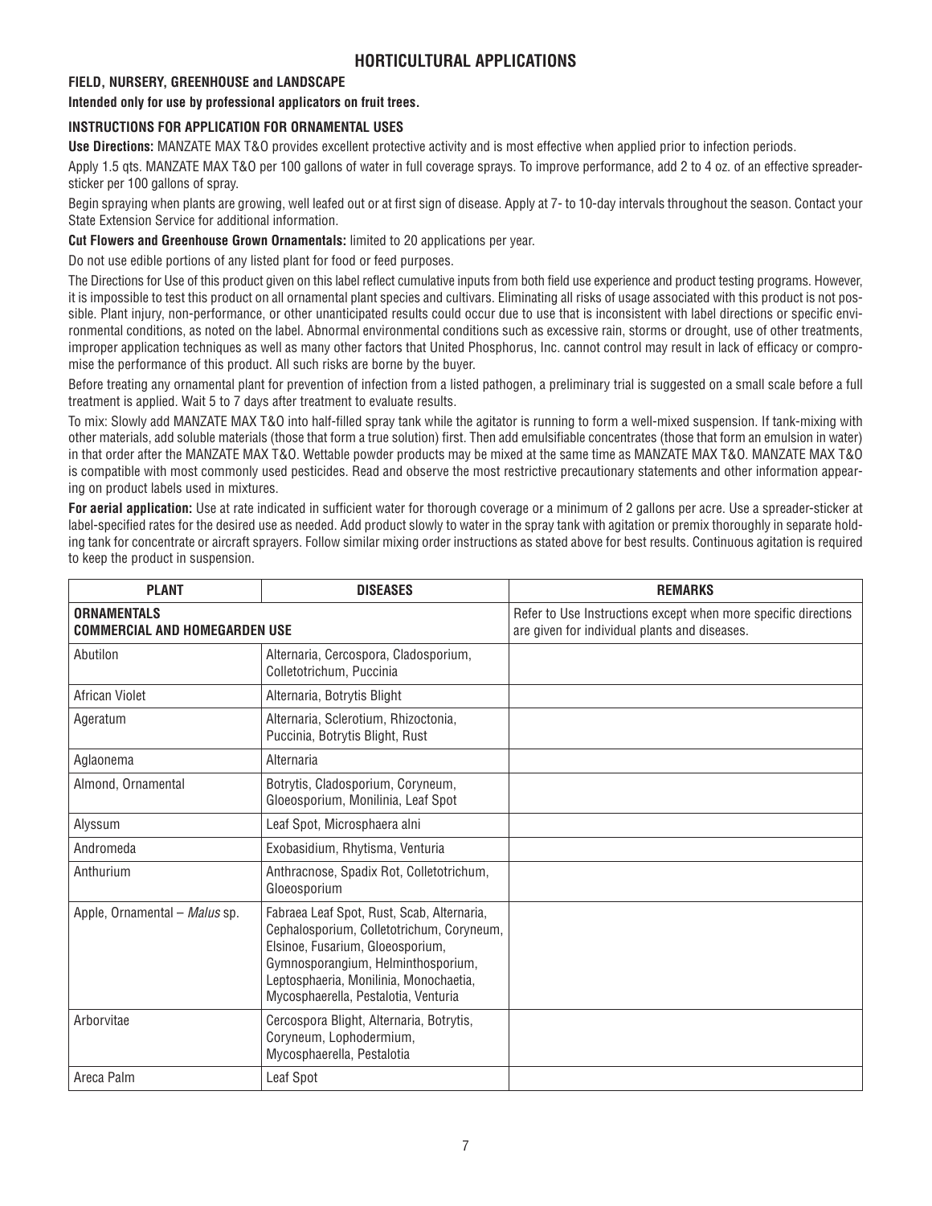# HORTICULTURAL APPLICATIONS

### FIELD, NURSERY, GREENHOUSE and LANDSCAPE

**Intended only for use by professional applicators on fruit trees.**

### INSTRUCTIONS FOR APPLICATION FOR ORNAMENTAL USES

**Use Directions:** MANZATE MAX T&O provides excellent protective activity and is most effective when applied prior to infection periods.

Apply 1.5 qts. MANZATE MAX T&O per 100 gallons of water in full coverage sprays. To improve performance, add 2 to 4 oz. of an effective spreader-sticker per 100 gallons of spray.

Begin spraying when plants are growing, well leafed out or at first sign of disease. Apply at 7- to 10-day intervals throughout the season. Contact your State Extension Service for additional information.

**Cut Flowers and Greenhouse Grown Ornamentals:** limited to 20 applications per year.

Do not use edible portions of any listed plant for food or feed purposes.

The Directions for Use of this product given on this label reflect cumulative inputs from both field use experience and product testing programs. However, it is impossible to test this product on all ornamental plant species and cultivars. Eliminating all risks of usage associated with this product is not possible. Plant injury, non-performance, or other unanticipated results could occur due to use that is inconsistent with label directions or specific environmental conditions, as noted on the label. Abnormal environmental conditions such as excessive rain, storms or drought, use of other treatments, improper application techniques as well as many other factors that United Phosphorus, Inc. cannot control may result in lack of efficacy or compromise the performance of this product. All such risks are borne by the buyer.

Before treating any ornamental plant for prevention of infection from a listed pathogen, a preliminary trial is suggested on a small scale before a full treatment is applied. Wait 5 to 7 days after treatment to evaluate results.

To mix: Slowly add MANZATE MAX T&O into half-filled spray tank while the agitator is running to form a well-mixed suspension. If tank-mixing with other materials, add soluble materials (those that form a true solution) first. Then add emulsifiable concentrates (those that form an emulsion in water) in that order after the MANZATE MAX T&O. Wettable powder products may be mixed at the same time as MANZATE MAX T&O. MANZATE MAX T&O is compatible with most commonly used pesticides. Read and observe the most restrictive precautionary statements and other information appearing on product labels used in mixtures.

**For aerial application:** Use at rate indicated in sufficient water for thorough coverage or a minimum of 2 gallons per acre. Use a spreader-sticker at label-specified rates for the desired use as needed. Add product slowly to water in the spray tank with agitation or premix thoroughly in separate holding tank for concentrate or aircraft sprayers. Follow similar mixing order instructions as stated above for best results. Continuous agitation is required to keep the product in suspension.

| PLANT | DISEASES | REMARKS |
|---|---|---|
| **ORNAMENTALS COMMERCIAL AND HOMEGARDEN USE** | | Refer to Use Instructions except when more specific directions are given for individual plants and diseases. |
| Abutilon | Alternaria, Cercospora, Cladosporium, Colletotrichum, Puccinia | |
| African Violet | Alternaria, Botrytis Blight | |
| Ageratum | Alternaria, Sclerotium, Rhizoctonia, Puccinia, Botrytis Blight, Rust | |
| Aglaonema | Alternaria | |
| Almond, Ornamental | Botrytis, Cladosporium, Coryneum, Gloeosporium, Monilinia, Leaf Spot | |
| Alyssum | Leaf Spot, Microsphaera alni | |
| Andromeda | Exobasidium, Rhytisma, Venturia | |
| Anthurium | Anthracnose, Spadix Rot, Colletotrichum, Gloeosporium | |
| Apple, Ornamental – *Malus* sp. | Fabraea Leaf Spot, Rust, Scab, Alternaria, Cephalosporium, Colletotrichum, Coryneum, Elsinoe, Fusarium, Gloeosporium, Gymnosporangium, Helminthosporium, Leptosphaeria, Monilinia, Monochaetia, Mycosphaerella, Pestalotia, Venturia | |
| Arborvitae | Cercospora Blight, Alternaria, Botrytis, Coryneum, Lophodermium, Mycosphaerella, Pestalotia | |
| Areca Palm | Leaf Spot | |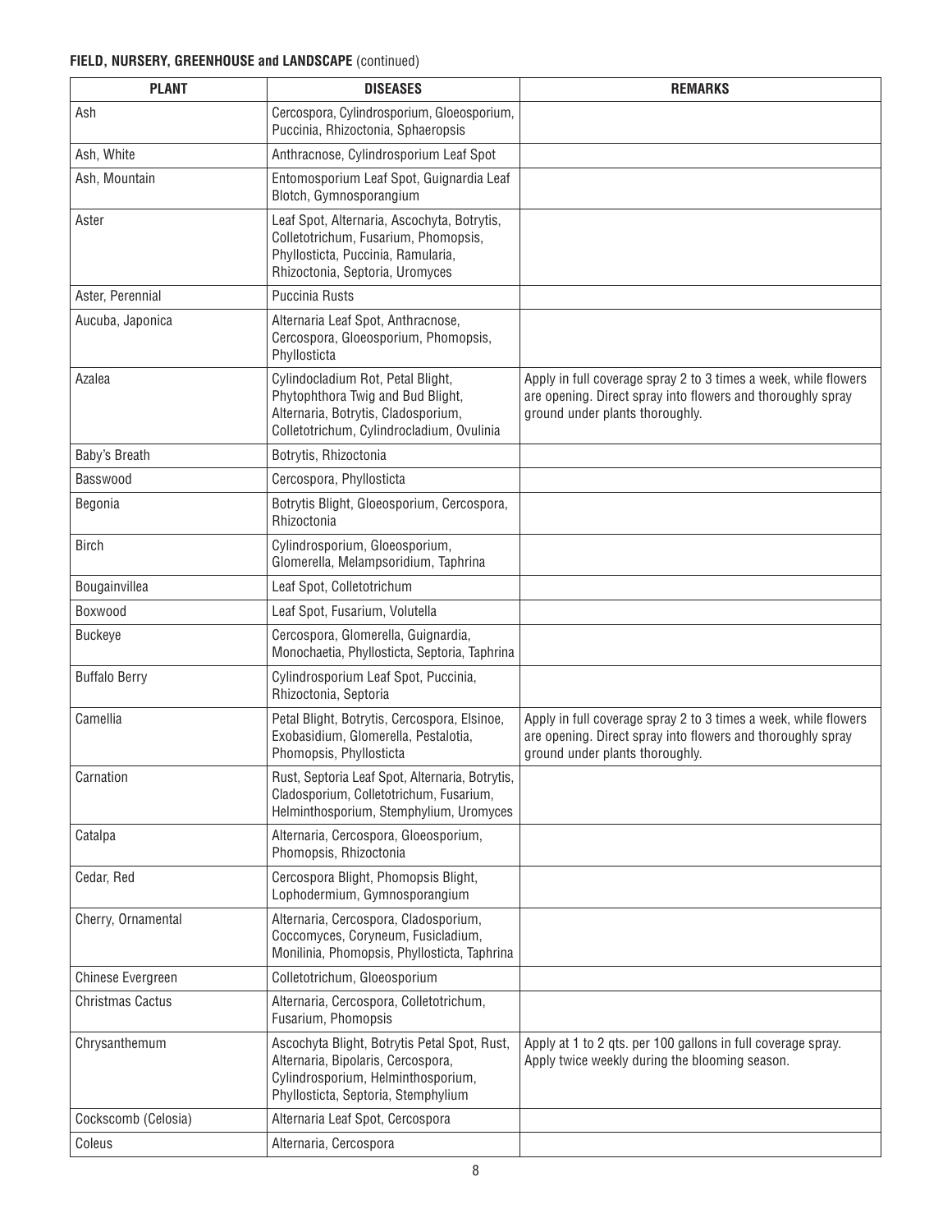**FIELD, NURSERY, GREENHOUSE and LANDSCAPE** (continued)

| PLANT | DISEASES | REMARKS |
|---|---|---|
| Ash | Cercospora, Cylindrosporium, Gloeosporium, Puccinia, Rhizoctonia, Sphaeropsis | |
| Ash, White | Anthracnose, Cylindrosporium Leaf Spot | |
| Ash, Mountain | Entomosporium Leaf Spot, Guignardia Leaf Blotch, Gymnosporangium | |
| Aster | Leaf Spot, Alternaria, Ascochyta, Botrytis, Colletotrichum, Fusarium, Phomopsis, Phyllosticta, Puccinia, Ramularia, Rhizoctonia, Septoria, Uromyces | |
| Aster, Perennial | Puccinia Rusts | |
| Aucuba, Japonica | Alternaria Leaf Spot, Anthracnose, Cercospora, Gloeosporium, Phomopsis, Phyllosticta | |
| Azalea | Cylindocladium Rot, Petal Blight, Phytophthora Twig and Bud Blight, Alternaria, Botrytis, Cladosporium, Colletotrichum, Cylindrocladium, Ovulinia | Apply in full coverage spray 2 to 3 times a week, while flowers are opening. Direct spray into flowers and thoroughly spray ground under plants thoroughly. |
| Baby's Breath | Botrytis, Rhizoctonia | |
| Basswood | Cercospora, Phyllosticta | |
| Begonia | Botrytis Blight, Gloeosporium, Cercospora, Rhizoctonia | |
| Birch | Cylindrosporium, Gloeosporium, Glomerella, Melampsoridium, Taphrina | |
| Bougainvillea | Leaf Spot, Colletotrichum | |
| Boxwood | Leaf Spot, Fusarium, Volutella | |
| Buckeye | Cercospora, Glomerella, Guignardia, Monochaetia, Phyllosticta, Septoria, Taphrina | |
| Buffalo Berry | Cylindrosporium Leaf Spot, Puccinia, Rhizoctonia, Septoria | |
| Camellia | Petal Blight, Botrytis, Cercospora, Elsinoe, Exobasidium, Glomerella, Pestalotia, Phomopsis, Phyllosticta | Apply in full coverage spray 2 to 3 times a week, while flowers are opening. Direct spray into flowers and thoroughly spray ground under plants thoroughly. |
| Carnation | Rust, Septoria Leaf Spot, Alternaria, Botrytis, Cladosporium, Colletotrichum, Fusarium, Helminthosporium, Stemphylium, Uromyces | |
| Catalpa | Alternaria, Cercospora, Gloeosporium, Phomopsis, Rhizoctonia | |
| Cedar, Red | Cercospora Blight, Phomopsis Blight, Lophodermium, Gymnosporangium | |
| Cherry, Ornamental | Alternaria, Cercospora, Cladosporium, Coccomyces, Coryneum, Fusicladium, Monilinia, Phomopsis, Phyllosticta, Taphrina | |
| Chinese Evergreen | Colletotrichum, Gloeosporium | |
| Christmas Cactus | Alternaria, Cercospora, Colletotrichum, Fusarium, Phomopsis | |
| Chrysanthemum | Ascochyta Blight, Botrytis Petal Spot, Rust, Alternaria, Bipolaris, Cercospora, Cylindrosporium, Helminthosporium, Phyllosticta, Septoria, Stemphylium | Apply at 1 to 2 qts. per 100 gallons in full coverage spray. Apply twice weekly during the blooming season. |
| Cockscomb (Celosia) | Alternaria Leaf Spot, Cercospora | |
| Coleus | Alternaria, Cercospora | |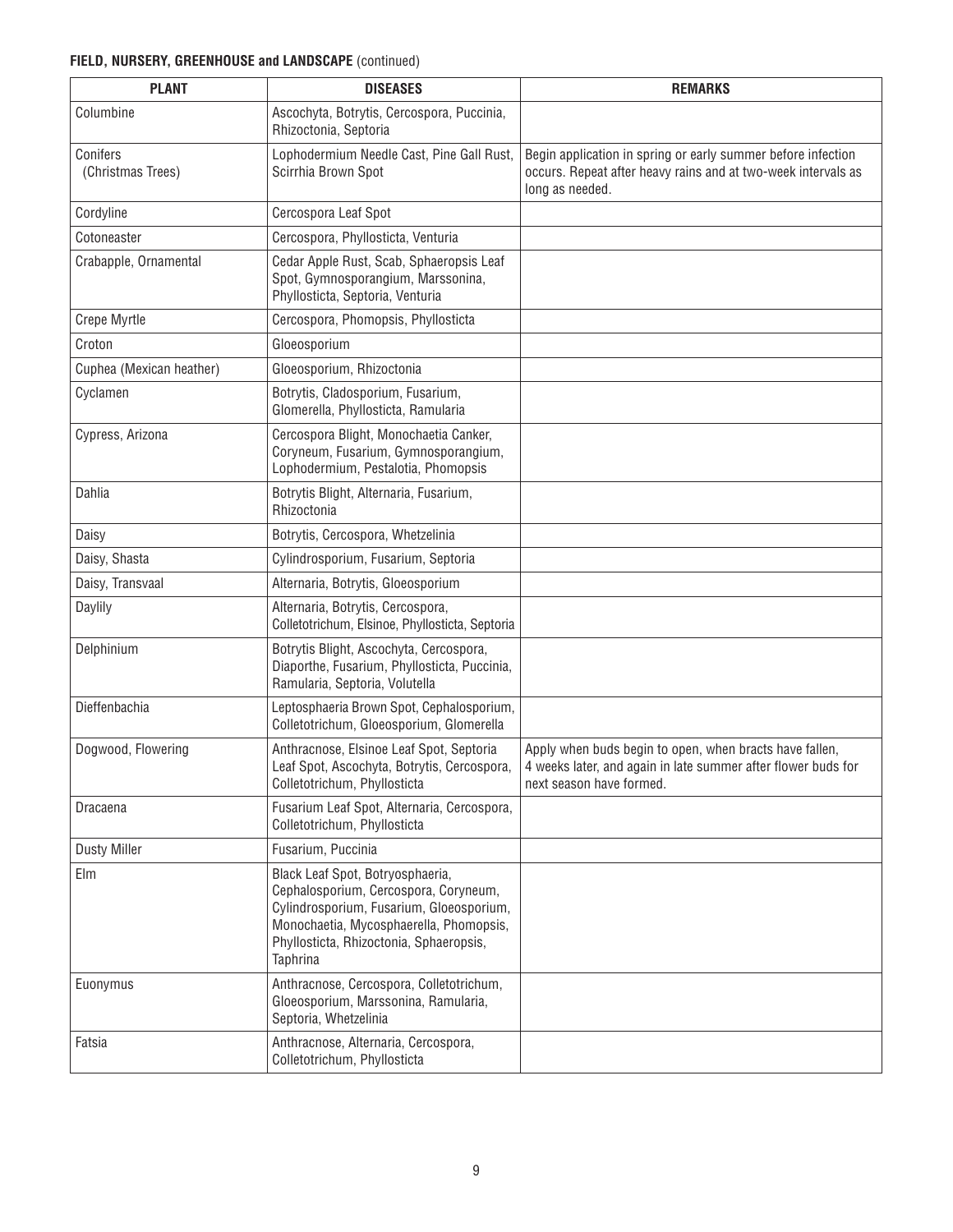**FIELD, NURSERY, GREENHOUSE and LANDSCAPE** (continued)

| PLANT | DISEASES | REMARKS |
|---|---|---|
| Columbine | Ascochyta, Botrytis, Cercospora, Puccinia, Rhizoctonia, Septoria | |
| Conifers (Christmas Trees) | Lophodermium Needle Cast, Pine Gall Rust, Scirrhia Brown Spot | Begin application in spring or early summer before infection occurs. Repeat after heavy rains and at two-week intervals as long as needed. |
| Cordyline | Cercospora Leaf Spot | |
| Cotoneaster | Cercospora, Phyllosticta, Venturia | |
| Crabapple, Ornamental | Cedar Apple Rust, Scab, Sphaeropsis Leaf Spot, Gymnosporangium, Marssonina, Phyllosticta, Septoria, Venturia | |
| Crepe Myrtle | Cercospora, Phomopsis, Phyllosticta | |
| Croton | Gloeosporium | |
| Cuphea (Mexican heather) | Gloeosporium, Rhizoctonia | |
| Cyclamen | Botrytis, Cladosporium, Fusarium, Glomerella, Phyllosticta, Ramularia | |
| Cypress, Arizona | Cercospora Blight, Monochaetia Canker, Coryneum, Fusarium, Gymnosporangium, Lophodermium, Pestalotia, Phomopsis | |
| Dahlia | Botrytis Blight, Alternaria, Fusarium, Rhizoctonia | |
| Daisy | Botrytis, Cercospora, Whetzelinia | |
| Daisy, Shasta | Cylindrosporium, Fusarium, Septoria | |
| Daisy, Transvaal | Alternaria, Botrytis, Gloeosporium | |
| Daylily | Alternaria, Botrytis, Cercospora, Colletotrichum, Elsinoe, Phyllosticta, Septoria | |
| Delphinium | Botrytis Blight, Ascochyta, Cercospora, Diaporthe, Fusarium, Phyllosticta, Puccinia, Ramularia, Septoria, Volutella | |
| Dieffenbachia | Leptosphaeria Brown Spot, Cephalosporium, Colletotrichum, Gloeosporium, Glomerella | |
| Dogwood, Flowering | Anthracnose, Elsinoe Leaf Spot, Septoria Leaf Spot, Ascochyta, Botrytis, Cercospora, Colletotrichum, Phyllosticta | Apply when buds begin to open, when bracts have fallen, 4 weeks later, and again in late summer after flower buds for next season have formed. |
| Dracaena | Fusarium Leaf Spot, Alternaria, Cercospora, Colletotrichum, Phyllosticta | |
| Dusty Miller | Fusarium, Puccinia | |
| Elm | Black Leaf Spot, Botryosphaeria, Cephalosporium, Cercospora, Coryneum, Cylindrosporium, Fusarium, Gloeosporium, Monochaetia, Mycosphaerella, Phomopsis, Phyllosticta, Rhizoctonia, Sphaeropsis, Taphrina | |
| Euonymus | Anthracnose, Cercospora, Colletotrichum, Gloeosporium, Marssonina, Ramularia, Septoria, Whetzelinia | |
| Fatsia | Anthracnose, Alternaria, Cercospora, Colletotrichum, Phyllosticta | |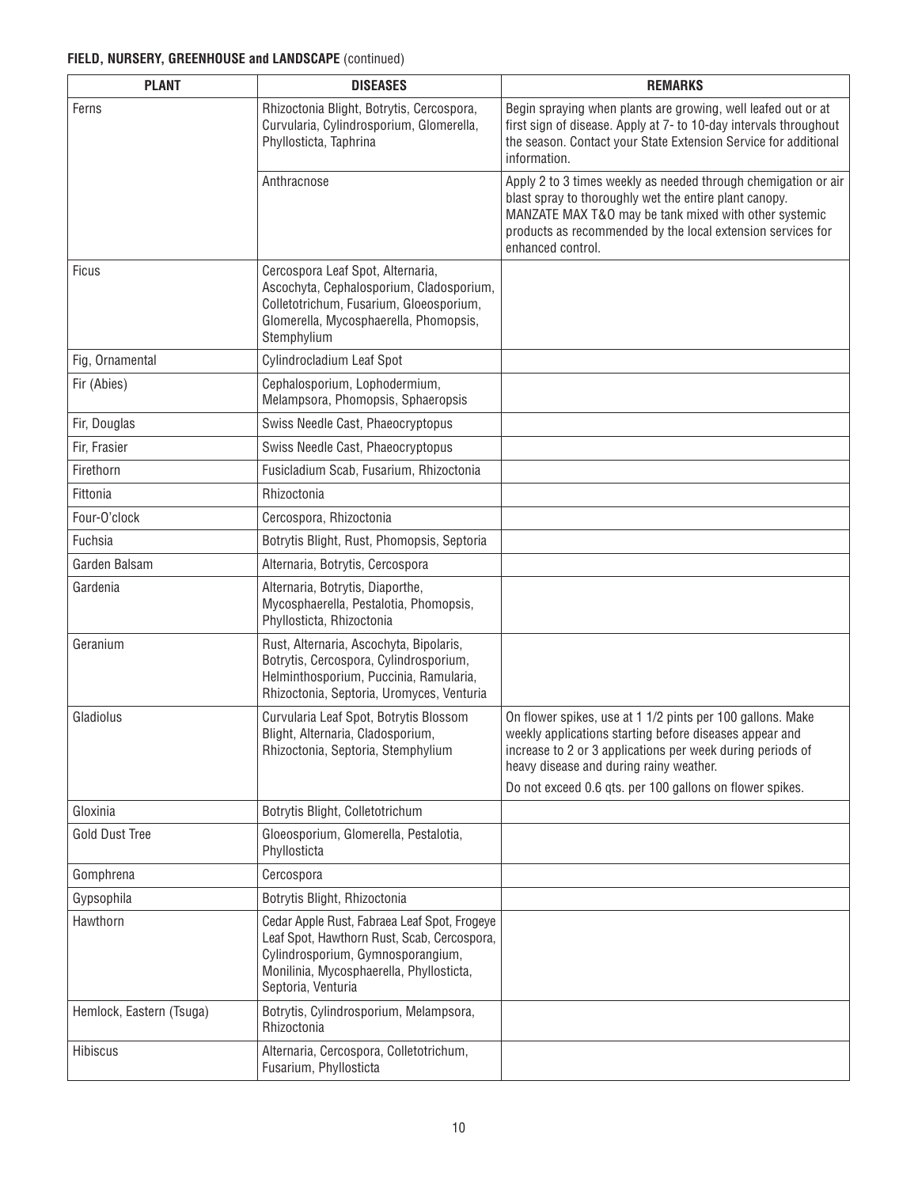**FIELD, NURSERY, GREENHOUSE and LANDSCAPE** (continued)

| PLANT | DISEASES | REMARKS |
|---|---|---|
| Ferns | Rhizoctonia Blight, Botrytis, Cercospora, Curvularia, Cylindrosporium, Glomerella, Phyllosticta, Taphrina | Begin spraying when plants are growing, well leafed out or at first sign of disease. Apply at 7- to 10-day intervals throughout the season. Contact your State Extension Service for additional information. |
| | Anthracnose | Apply 2 to 3 times weekly as needed through chemigation or air blast spray to thoroughly wet the entire plant canopy. MANZATE MAX T&O may be tank mixed with other systemic products as recommended by the local extension services for enhanced control. |
| Ficus | Cercospora Leaf Spot, Alternaria, Ascochyta, Cephalosporium, Cladosporium, Colletotrichum, Fusarium, Gloeosporium, Glomerella, Mycosphaerella, Phomopsis, Stemphylium | |
| Fig, Ornamental | Cylindrocladium Leaf Spot | |
| Fir (Abies) | Cephalosporium, Lophodermium, Melampsora, Phomopsis, Sphaeropsis | |
| Fir, Douglas | Swiss Needle Cast, Phaeocryptopus | |
| Fir, Frasier | Swiss Needle Cast, Phaeocryptopus | |
| Firethorn | Fusicladium Scab, Fusarium, Rhizoctonia | |
| Fittonia | Rhizoctonia | |
| Four-O'clock | Cercospora, Rhizoctonia | |
| Fuchsia | Botrytis Blight, Rust, Phomopsis, Septoria | |
| Garden Balsam | Alternaria, Botrytis, Cercospora | |
| Gardenia | Alternaria, Botrytis, Diaporthe, Mycosphaerella, Pestalotia, Phomopsis, Phyllosticta, Rhizoctonia | |
| Geranium | Rust, Alternaria, Ascochyta, Bipolaris, Botrytis, Cercospora, Cylindrosporium, Helminthosporium, Puccinia, Ramularia, Rhizoctonia, Septoria, Uromyces, Venturia | |
| Gladiolus | Curvularia Leaf Spot, Botrytis Blossom Blight, Alternaria, Cladosporium, Rhizoctonia, Septoria, Stemphylium | On flower spikes, use at 1 1/2 pints per 100 gallons. Make weekly applications starting before diseases appear and increase to 2 or 3 applications per week during periods of heavy disease and during rainy weather.<br>Do not exceed 0.6 qts. per 100 gallons on flower spikes. |
| Gloxinia | Botrytis Blight, Colletotrichum | |
| Gold Dust Tree | Gloeosporium, Glomerella, Pestalotia, Phyllosticta | |
| Gomphrena | Cercospora | |
| Gypsophila | Botrytis Blight, Rhizoctonia | |
| Hawthorn | Cedar Apple Rust, Fabraea Leaf Spot, Frogeye Leaf Spot, Hawthorn Rust, Scab, Cercospora, Cylindrosporium, Gymnosporangium, Monilinia, Mycosphaerella, Phyllosticta, Septoria, Venturia | |
| Hemlock, Eastern (Tsuga) | Botrytis, Cylindrosporium, Melampsora, Rhizoctonia | |
| Hibiscus | Alternaria, Cercospora, Colletotrichum, Fusarium, Phyllosticta | |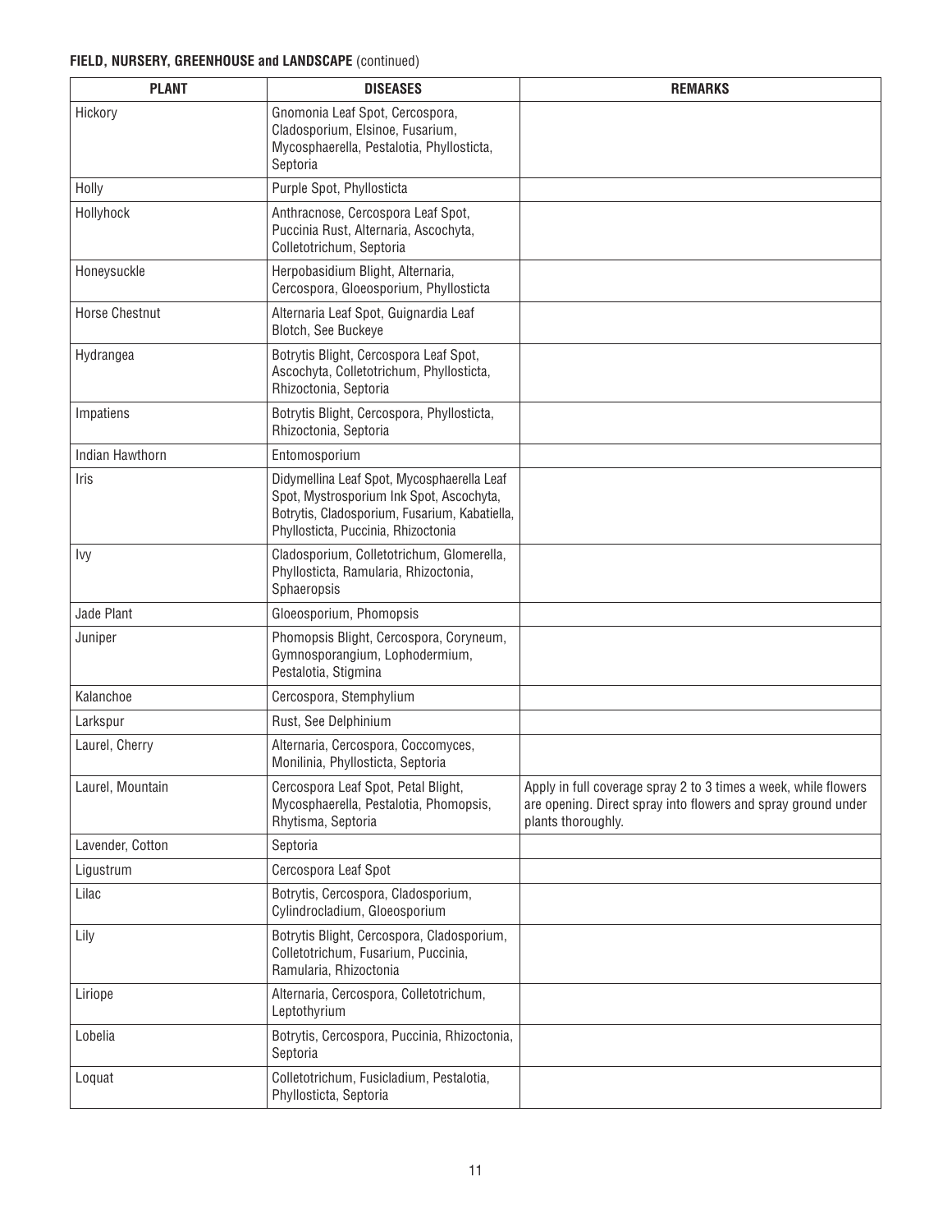**FIELD, NURSERY, GREENHOUSE and LANDSCAPE** (continued)

| PLANT | DISEASES | REMARKS |
|---|---|---|
| Hickory | Gnomonia Leaf Spot, Cercospora, Cladosporium, Elsinoe, Fusarium, Mycosphaerella, Pestalotia, Phyllosticta, Septoria | |
| Holly | Purple Spot, Phyllosticta | |
| Hollyhock | Anthracnose, Cercospora Leaf Spot, Puccinia Rust, Alternaria, Ascochyta, Colletotrichum, Septoria | |
| Honeysuckle | Herpobasidium Blight, Alternaria, Cercospora, Gloeosporium, Phyllosticta | |
| Horse Chestnut | Alternaria Leaf Spot, Guignardia Leaf Blotch, See Buckeye | |
| Hydrangea | Botrytis Blight, Cercospora Leaf Spot, Ascochyta, Colletotrichum, Phyllosticta, Rhizoctonia, Septoria | |
| Impatiens | Botrytis Blight, Cercospora, Phyllosticta, Rhizoctonia, Septoria | |
| Indian Hawthorn | Entomosporium | |
| Iris | Didymellina Leaf Spot, Mycosphaerella Leaf Spot, Mystrosporium Ink Spot, Ascochyta, Botrytis, Cladosporium, Fusarium, Kabatiella, Phyllosticta, Puccinia, Rhizoctonia | |
| Ivy | Cladosporium, Colletotrichum, Glomerella, Phyllosticta, Ramularia, Rhizoctonia, Sphaeropsis | |
| Jade Plant | Gloeosporium, Phomopsis | |
| Juniper | Phomopsis Blight, Cercospora, Coryneum, Gymnosporangium, Lophodermium, Pestalotia, Stigmina | |
| Kalanchoe | Cercospora, Stemphylium | |
| Larkspur | Rust, See Delphinium | |
| Laurel, Cherry | Alternaria, Cercospora, Coccomyces, Monilinia, Phyllosticta, Septoria | |
| Laurel, Mountain | Cercospora Leaf Spot, Petal Blight, Mycosphaerella, Pestalotia, Phomopsis, Rhytisma, Septoria | Apply in full coverage spray 2 to 3 times a week, while flowers are opening. Direct spray into flowers and spray ground under plants thoroughly. |
| Lavender, Cotton | Septoria | |
| Ligustrum | Cercospora Leaf Spot | |
| Lilac | Botrytis, Cercospora, Cladosporium, Cylindrocladium, Gloeosporium | |
| Lily | Botrytis Blight, Cercospora, Cladosporium, Colletotrichum, Fusarium, Puccinia, Ramularia, Rhizoctonia | |
| Liriope | Alternaria, Cercospora, Colletotrichum, Leptothyrium | |
| Lobelia | Botrytis, Cercospora, Puccinia, Rhizoctonia, Septoria | |
| Loquat | Colletotrichum, Fusicladium, Pestalotia, Phyllosticta, Septoria | |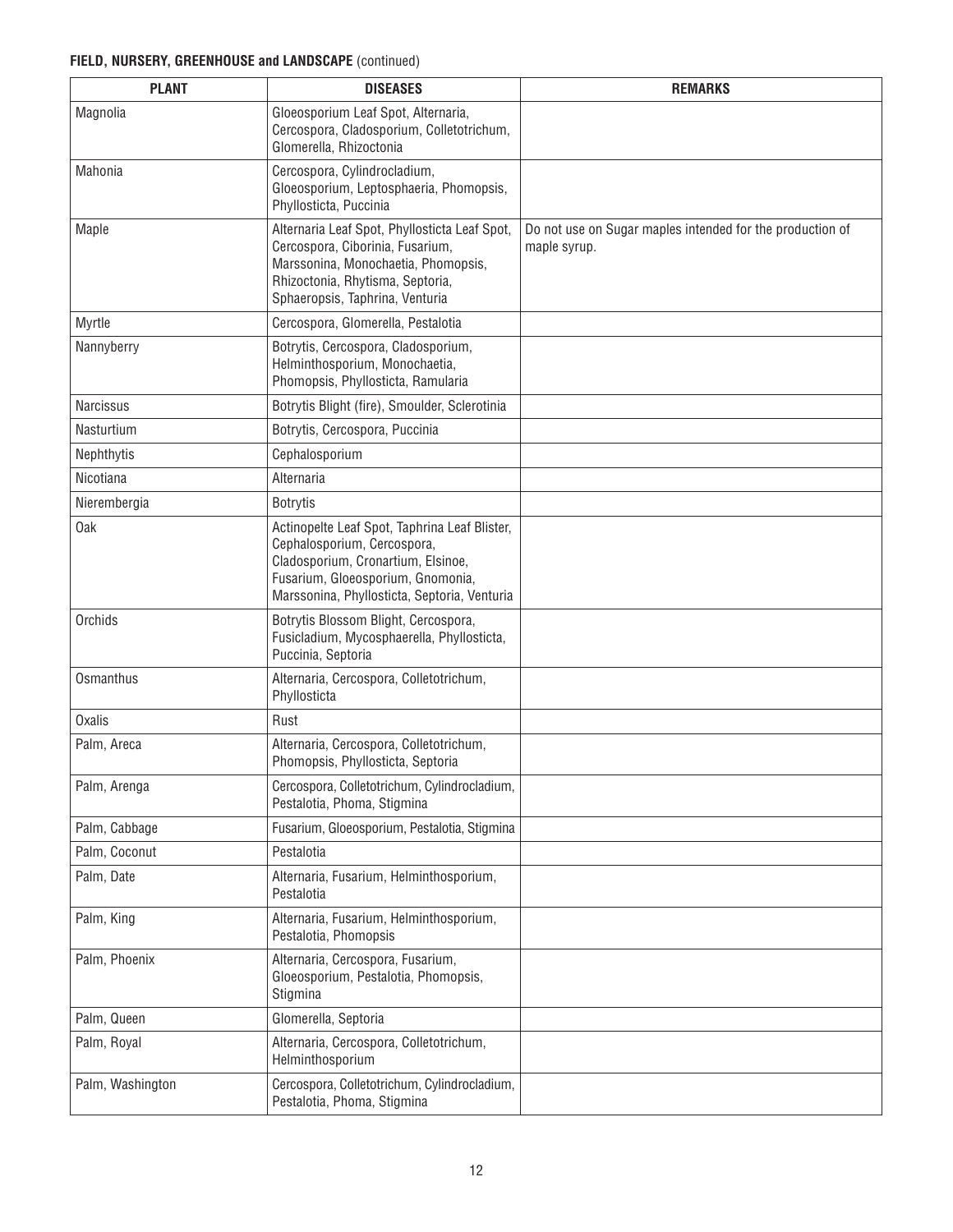**FIELD, NURSERY, GREENHOUSE and LANDSCAPE** (continued)

| PLANT | DISEASES | REMARKS |
|---|---|---|
| Magnolia | Gloeosporium Leaf Spot, Alternaria, Cercospora, Cladosporium, Colletotrichum, Glomerella, Rhizoctonia | |
| Mahonia | Cercospora, Cylindrocladium, Gloeosporium, Leptosphaeria, Phomopsis, Phyllosticta, Puccinia | |
| Maple | Alternaria Leaf Spot, Phyllosticta Leaf Spot, Cercospora, Ciborinia, Fusarium, Marssonina, Monochaetia, Phomopsis, Rhizoctonia, Rhytisma, Septoria, Sphaeropsis, Taphrina, Venturia | Do not use on Sugar maples intended for the production of maple syrup. |
| Myrtle | Cercospora, Glomerella, Pestalotia | |
| Nannyberry | Botrytis, Cercospora, Cladosporium, Helminthosporium, Monochaetia, Phomopsis, Phyllosticta, Ramularia | |
| Narcissus | Botrytis Blight (fire), Smoulder, Sclerotinia | |
| Nasturtium | Botrytis, Cercospora, Puccinia | |
| Nephthytis | Cephalosporium | |
| Nicotiana | Alternaria | |
| Nierembergia | Botrytis | |
| Oak | Actinopelte Leaf Spot, Taphrina Leaf Blister, Cephalosporium, Cercospora, Cladosporium, Cronartium, Elsinoe, Fusarium, Gloeosporium, Gnomonia, Marssonina, Phyllosticta, Septoria, Venturia | |
| Orchids | Botrytis Blossom Blight, Cercospora, Fusicladium, Mycosphaerella, Phyllosticta, Puccinia, Septoria | |
| Osmanthus | Alternaria, Cercospora, Colletotrichum, Phyllosticta | |
| Oxalis | Rust | |
| Palm, Areca | Alternaria, Cercospora, Colletotrichum, Phomopsis, Phyllosticta, Septoria | |
| Palm, Arenga | Cercospora, Colletotrichum, Cylindrocladium, Pestalotia, Phoma, Stigmina | |
| Palm, Cabbage | Fusarium, Gloeosporium, Pestalotia, Stigmina | |
| Palm, Coconut | Pestalotia | |
| Palm, Date | Alternaria, Fusarium, Helminthosporium, Pestalotia | |
| Palm, King | Alternaria, Fusarium, Helminthosporium, Pestalotia, Phomopsis | |
| Palm, Phoenix | Alternaria, Cercospora, Fusarium, Gloeosporium, Pestalotia, Phomopsis, Stigmina | |
| Palm, Queen | Glomerella, Septoria | |
| Palm, Royal | Alternaria, Cercospora, Colletotrichum, Helminthosporium | |
| Palm, Washington | Cercospora, Colletotrichum, Cylindrocladium, Pestalotia, Phoma, Stigmina | |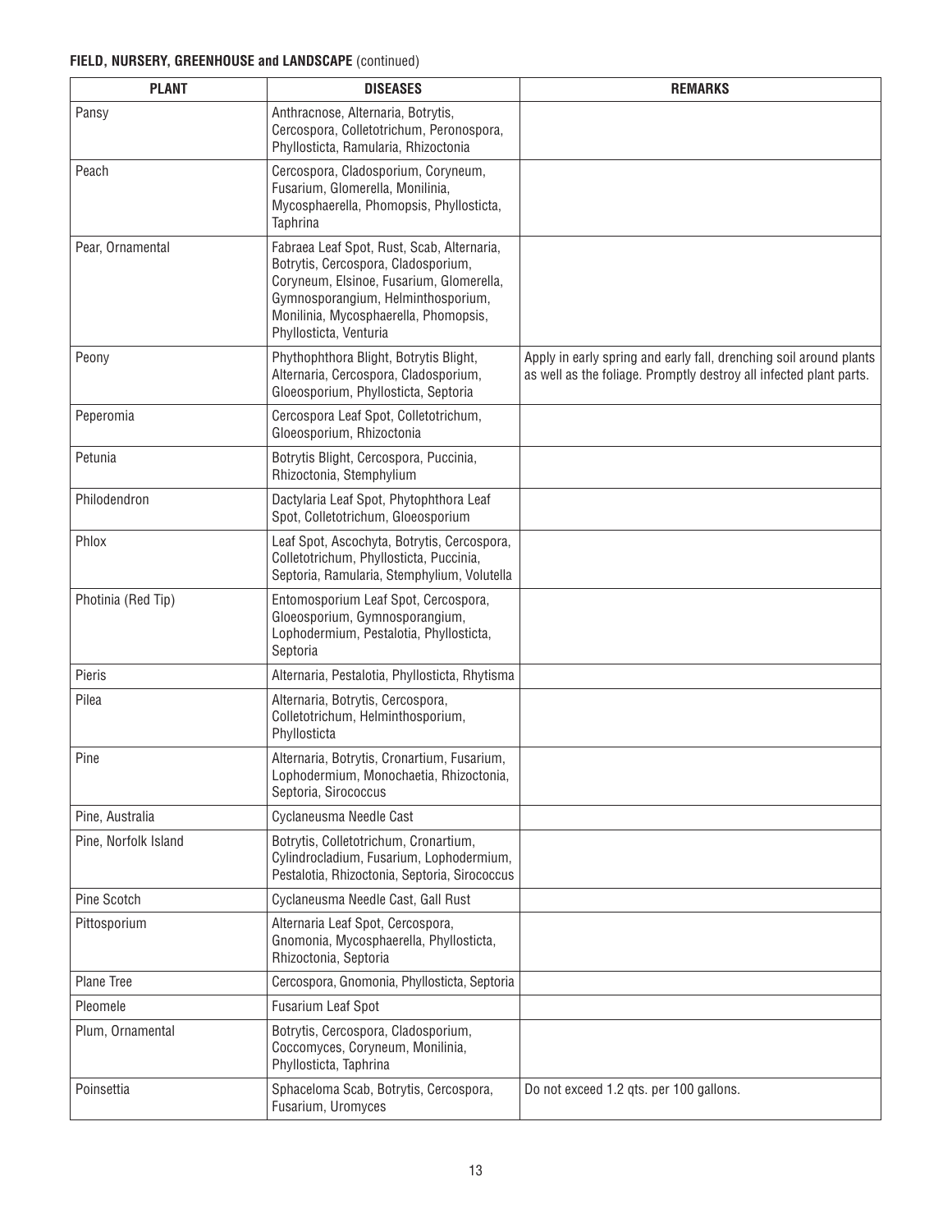**FIELD, NURSERY, GREENHOUSE and LANDSCAPE** (continued)

| PLANT | DISEASES | REMARKS |
| --- | --- | --- |
| Pansy | Anthracnose, Alternaria, Botrytis, Cercospora, Colletotrichum, Peronospora, Phyllosticta, Ramularia, Rhizoctonia | |
| Peach | Cercospora, Cladosporium, Coryneum, Fusarium, Glomerella, Monilinia, Mycosphaerella, Phomopsis, Phyllosticta, Taphrina | |
| Pear, Ornamental | Fabraea Leaf Spot, Rust, Scab, Alternaria, Botrytis, Cercospora, Cladosporium, Coryneum, Elsinoe, Fusarium, Glomerella, Gymnosporangium, Helminthosporium, Monilinia, Mycosphaerella, Phomopsis, Phyllosticta, Venturia | |
| Peony | Phythophthora Blight, Botrytis Blight, Alternaria, Cercospora, Cladosporium, Gloeosporium, Phyllosticta, Septoria | Apply in early spring and early fall, drenching soil around plants as well as the foliage. Promptly destroy all infected plant parts. |
| Peperomia | Cercospora Leaf Spot, Colletotrichum, Gloeosporium, Rhizoctonia | |
| Petunia | Botrytis Blight, Cercospora, Puccinia, Rhizoctonia, Stemphylium | |
| Philodendron | Dactylaria Leaf Spot, Phytophthora Leaf Spot, Colletotrichum, Gloeosporium | |
| Phlox | Leaf Spot, Ascochyta, Botrytis, Cercospora, Colletotrichum, Phyllosticta, Puccinia, Septoria, Ramularia, Stemphylium, Volutella | |
| Photinia (Red Tip) | Entomosporium Leaf Spot, Cercospora, Gloeosporium, Gymnosporangium, Lophodermium, Pestalotia, Phyllosticta, Septoria | |
| Pieris | Alternaria, Pestalotia, Phyllosticta, Rhytisma | |
| Pilea | Alternaria, Botrytis, Cercospora, Colletotrichum, Helminthosporium, Phyllosticta | |
| Pine | Alternaria, Botrytis, Cronartium, Fusarium, Lophodermium, Monochaetia, Rhizoctonia, Septoria, Sirococcus | |
| Pine, Australia | Cyclaneusma Needle Cast | |
| Pine, Norfolk Island | Botrytis, Colletotrichum, Cronartium, Cylindrocladium, Fusarium, Lophodermium, Pestalotia, Rhizoctonia, Septoria, Sirococcus | |
| Pine Scotch | Cyclaneusma Needle Cast, Gall Rust | |
| Pittosporium | Alternaria Leaf Spot, Cercospora, Gnomonia, Mycosphaerella, Phyllosticta, Rhizoctonia, Septoria | |
| Plane Tree | Cercospora, Gnomonia, Phyllosticta, Septoria | |
| Pleomele | Fusarium Leaf Spot | |
| Plum, Ornamental | Botrytis, Cercospora, Cladosporium, Coccomyces, Coryneum, Monilinia, Phyllosticta, Taphrina | |
| Poinsettia | Sphaceloma Scab, Botrytis, Cercospora, Fusarium, Uromyces | Do not exceed 1.2 qts. per 100 gallons. |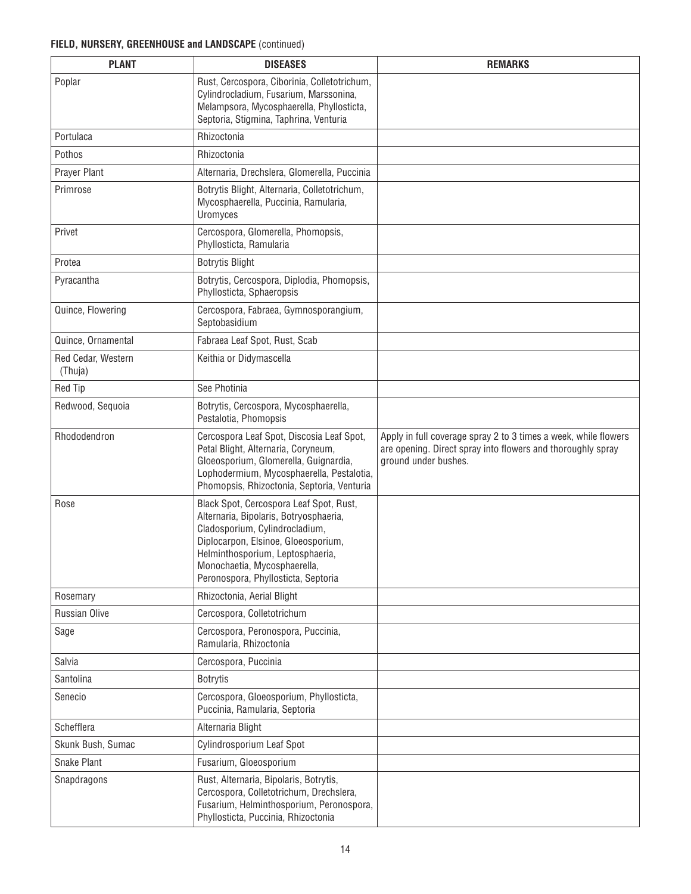**FIELD, NURSERY, GREENHOUSE and LANDSCAPE** (continued)

| PLANT | DISEASES | REMARKS |
|---|---|---|
| Poplar | Rust, Cercospora, Ciborinia, Colletotrichum, Cylindrocladium, Fusarium, Marssonina, Melampsora, Mycosphaerella, Phyllosticta, Septoria, Stigmina, Taphrina, Venturia | |
| Portulaca | Rhizoctonia | |
| Pothos | Rhizoctonia | |
| Prayer Plant | Alternaria, Drechslera, Glomerella, Puccinia | |
| Primrose | Botrytis Blight, Alternaria, Colletotrichum, Mycosphaerella, Puccinia, Ramularia, Uromyces | |
| Privet | Cercospora, Glomerella, Phomopsis, Phyllosticta, Ramularia | |
| Protea | Botrytis Blight | |
| Pyracantha | Botrytis, Cercospora, Diplodia, Phomopsis, Phyllosticta, Sphaeropsis | |
| Quince, Flowering | Cercospora, Fabraea, Gymnosporangium, Septobasidium | |
| Quince, Ornamental | Fabraea Leaf Spot, Rust, Scab | |
| Red Cedar, Western (Thuja) | Keithia or Didymascella | |
| Red Tip | See Photinia | |
| Redwood, Sequoia | Botrytis, Cercospora, Mycosphaerella, Pestalotia, Phomopsis | |
| Rhododendron | Cercospora Leaf Spot, Discosia Leaf Spot, Petal Blight, Alternaria, Coryneum, Gloeosporium, Glomerella, Guignardia, Lophodermium, Mycosphaerella, Pestalotia, Phomopsis, Rhizoctonia, Septoria, Venturia | Apply in full coverage spray 2 to 3 times a week, while flowers are opening. Direct spray into flowers and thoroughly spray ground under bushes. |
| Rose | Black Spot, Cercospora Leaf Spot, Rust, Alternaria, Bipolaris, Botryosphaeria, Cladosporium, Cylindrocladium, Diplocarpon, Elsinoe, Gloeosporium, Helminthosporium, Leptosphaeria, Monochaetia, Mycosphaerella, Peronospora, Phyllosticta, Septoria | |
| Rosemary | Rhizoctonia, Aerial Blight | |
| Russian Olive | Cercospora, Colletotrichum | |
| Sage | Cercospora, Peronospora, Puccinia, Ramularia, Rhizoctonia | |
| Salvia | Cercospora, Puccinia | |
| Santolina | Botrytis | |
| Senecio | Cercospora, Gloeosporium, Phyllosticta, Puccinia, Ramularia, Septoria | |
| Schefflera | Alternaria Blight | |
| Skunk Bush, Sumac | Cylindrosporium Leaf Spot | |
| Snake Plant | Fusarium, Gloeosporium | |
| Snapdragons | Rust, Alternaria, Bipolaris, Botrytis, Cercospora, Colletotrichum, Drechslera, Fusarium, Helminthosporium, Peronospora, Phyllosticta, Puccinia, Rhizoctonia | |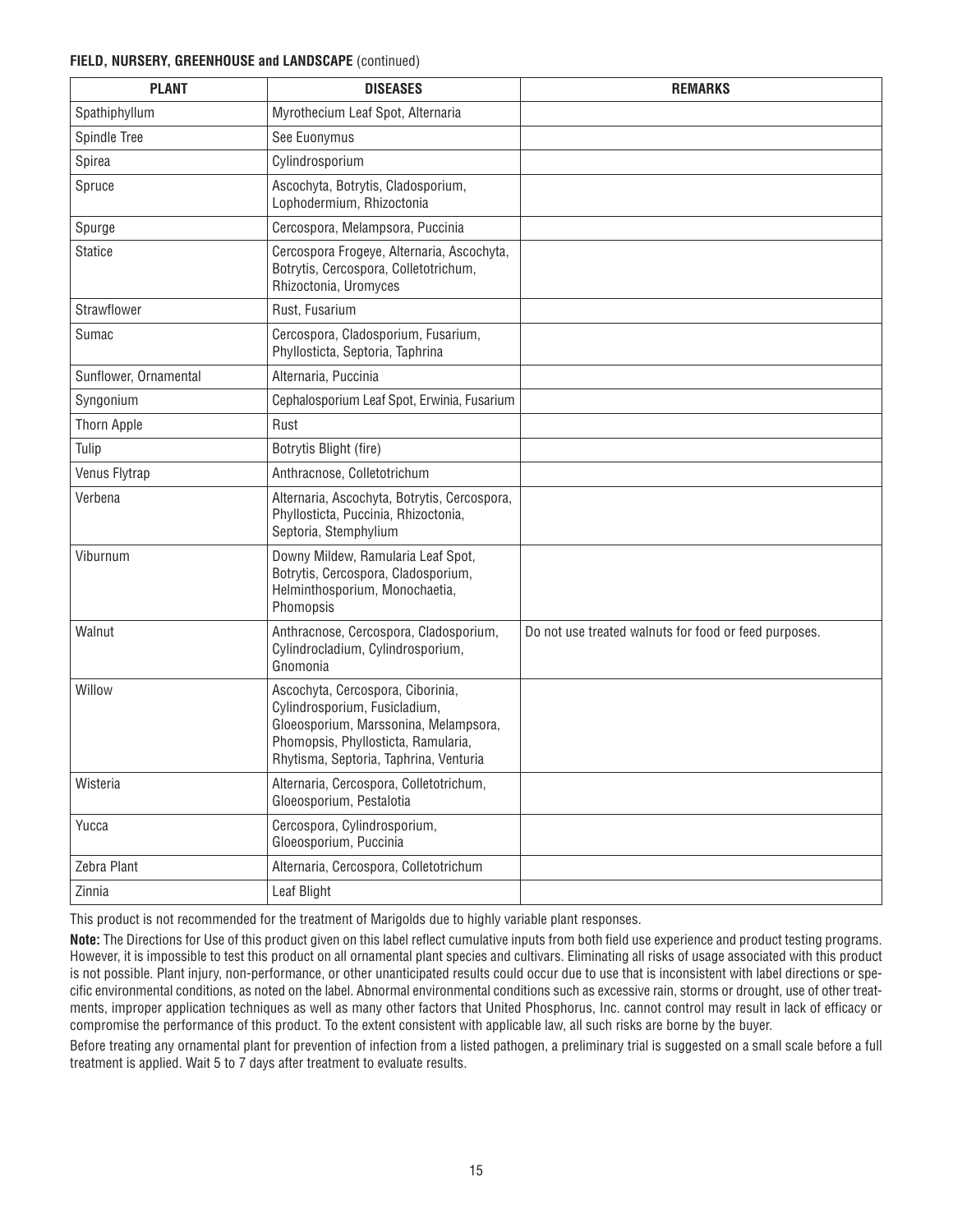**FIELD, NURSERY, GREENHOUSE and LANDSCAPE** (continued)

| PLANT | DISEASES | REMARKS |
|---|---|---|
| Spathiphyllum | Myrothecium Leaf Spot, Alternaria | |
| Spindle Tree | See Euonymus | |
| Spirea | Cylindrosporium | |
| Spruce | Ascochyta, Botrytis, Cladosporium, Lophodermium, Rhizoctonia | |
| Spurge | Cercospora, Melampsora, Puccinia | |
| Statice | Cercospora Frogeye, Alternaria, Ascochyta, Botrytis, Cercospora, Colletotrichum, Rhizoctonia, Uromyces | |
| Strawflower | Rust, Fusarium | |
| Sumac | Cercospora, Cladosporium, Fusarium, Phyllosticta, Septoria, Taphrina | |
| Sunflower, Ornamental | Alternaria, Puccinia | |
| Syngonium | Cephalosporium Leaf Spot, Erwinia, Fusarium | |
| Thorn Apple | Rust | |
| Tulip | Botrytis Blight (fire) | |
| Venus Flytrap | Anthracnose, Colletotrichum | |
| Verbena | Alternaria, Ascochyta, Botrytis, Cercospora, Phyllosticta, Puccinia, Rhizoctonia, Septoria, Stemphylium | |
| Viburnum | Downy Mildew, Ramularia Leaf Spot, Botrytis, Cercospora, Cladosporium, Helminthosporium, Monochaetia, Phomopsis | |
| Walnut | Anthracnose, Cercospora, Cladosporium, Cylindrocladium, Cylindrosporium, Gnomonia | Do not use treated walnuts for food or feed purposes. |
| Willow | Ascochyta, Cercospora, Ciborinia, Cylindrosporium, Fusicladium, Gloeosporium, Marssonina, Melampsora, Phomopsis, Phyllosticta, Ramularia, Rhytisma, Septoria, Taphrina, Venturia | |
| Wisteria | Alternaria, Cercospora, Colletotrichum, Gloeosporium, Pestalotia | |
| Yucca | Cercospora, Cylindrosporium, Gloeosporium, Puccinia | |
| Zebra Plant | Alternaria, Cercospora, Colletotrichum | |
| Zinnia | Leaf Blight | |

This product is not recommended for the treatment of Marigolds due to highly variable plant responses.

**Note:** The Directions for Use of this product given on this label reflect cumulative inputs from both field use experience and product testing programs. However, it is impossible to test this product on all ornamental plant species and cultivars. Eliminating all risks of usage associated with this product is not possible. Plant injury, non-performance, or other unanticipated results could occur due to use that is inconsistent with label directions or specific environmental conditions, as noted on the label. Abnormal environmental conditions such as excessive rain, storms or drought, use of other treatments, improper application techniques as well as many other factors that United Phosphorus, Inc. cannot control may result in lack of efficacy or compromise the performance of this product. To the extent consistent with applicable law, all such risks are borne by the buyer.

Before treating any ornamental plant for prevention of infection from a listed pathogen, a preliminary trial is suggested on a small scale before a full treatment is applied. Wait 5 to 7 days after treatment to evaluate results.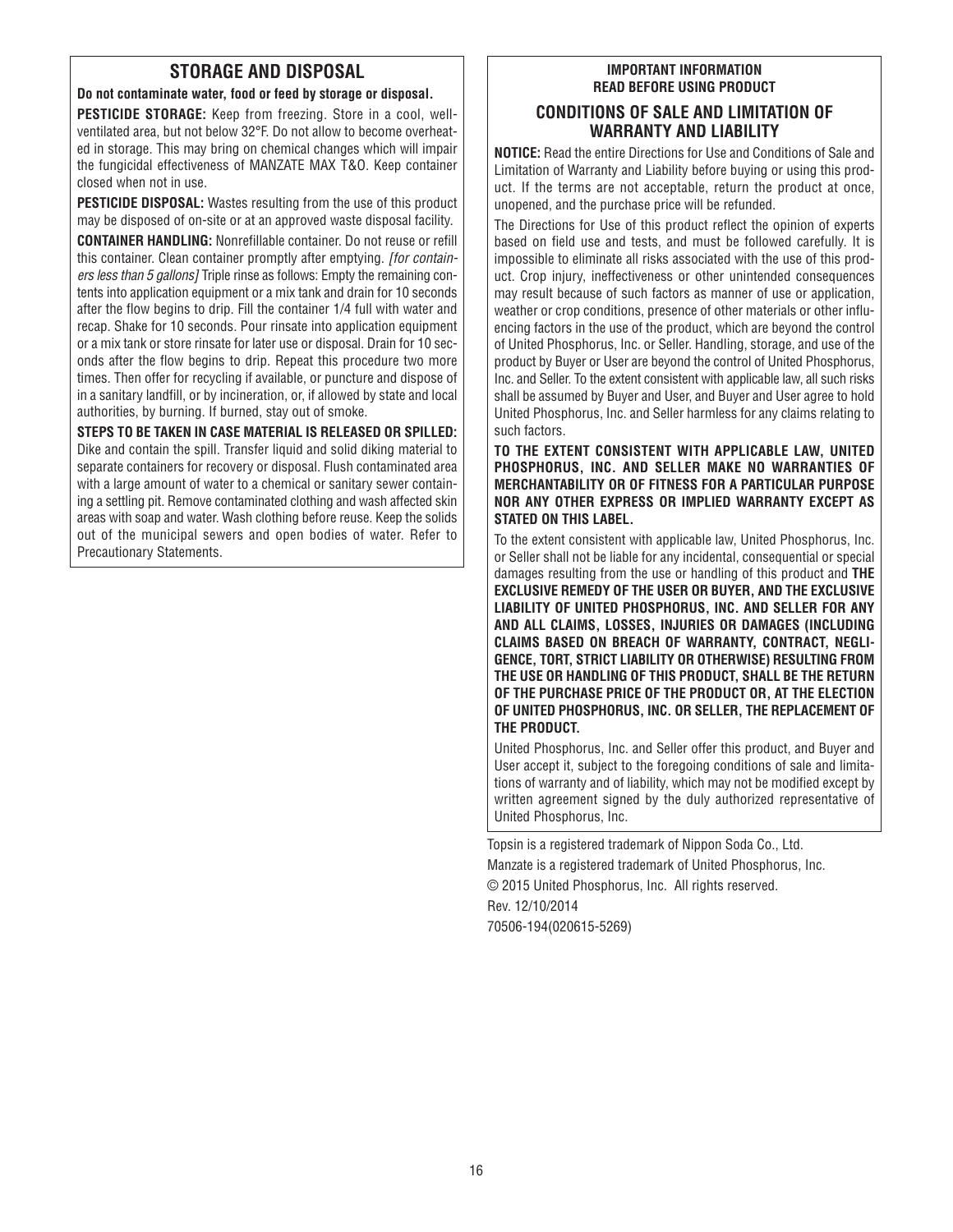## STORAGE AND DISPOSAL

**Do not contaminate water, food or feed by storage or disposal.**

**PESTICIDE STORAGE:** Keep from freezing. Store in a cool, well-ventilated area, but not below 32°F. Do not allow to become overheated in storage. This may bring on chemical changes which will impair the fungicidal effectiveness of MANZATE MAX T&O. Keep container closed when not in use.

**PESTICIDE DISPOSAL:** Wastes resulting from the use of this product may be disposed of on-site or at an approved waste disposal facility.

**CONTAINER HANDLING:** Nonrefillable container. Do not reuse or refill this container. Clean container promptly after emptying. *[for containers less than 5 gallons]* Triple rinse as follows: Empty the remaining contents into application equipment or a mix tank and drain for 10 seconds after the flow begins to drip. Fill the container 1/4 full with water and recap. Shake for 10 seconds. Pour rinsate into application equipment or a mix tank or store rinsate for later use or disposal. Drain for 10 seconds after the flow begins to drip. Repeat this procedure two more times. Then offer for recycling if available, or puncture and dispose of in a sanitary landfill, or by incineration, or, if allowed by state and local authorities, by burning. If burned, stay out of smoke.

**STEPS TO BE TAKEN IN CASE MATERIAL IS RELEASED OR SPILLED:** Dike and contain the spill. Transfer liquid and solid diking material to separate containers for recovery or disposal. Flush contaminated area with a large amount of water to a chemical or sanitary sewer containing a settling pit. Remove contaminated clothing and wash affected skin areas with soap and water. Wash clothing before reuse. Keep the solids out of the municipal sewers and open bodies of water. Refer to Precautionary Statements.

**IMPORTANT INFORMATION**
**READ BEFORE USING PRODUCT**

## CONDITIONS OF SALE AND LIMITATION OF WARRANTY AND LIABILITY

**NOTICE:** Read the entire Directions for Use and Conditions of Sale and Limitation of Warranty and Liability before buying or using this product. If the terms are not acceptable, return the product at once, unopened, and the purchase price will be refunded.

The Directions for Use of this product reflect the opinion of experts based on field use and tests, and must be followed carefully. It is impossible to eliminate all risks associated with the use of this product. Crop injury, ineffectiveness or other unintended consequences may result because of such factors as manner of use or application, weather or crop conditions, presence of other materials or other influencing factors in the use of the product, which are beyond the control of United Phosphorus, Inc. or Seller. Handling, storage, and use of the product by Buyer or User are beyond the control of United Phosphorus, Inc. and Seller. To the extent consistent with applicable law, all such risks shall be assumed by Buyer and User, and Buyer and User agree to hold United Phosphorus, Inc. and Seller harmless for any claims relating to such factors.

**TO THE EXTENT CONSISTENT WITH APPLICABLE LAW, UNITED PHOSPHORUS, INC. AND SELLER MAKE NO WARRANTIES OF MERCHANTABILITY OR OF FITNESS FOR A PARTICULAR PURPOSE NOR ANY OTHER EXPRESS OR IMPLIED WARRANTY EXCEPT AS STATED ON THIS LABEL.**

To the extent consistent with applicable law, United Phosphorus, Inc. or Seller shall not be liable for any incidental, consequential or special damages resulting from the use or handling of this product and **THE EXCLUSIVE REMEDY OF THE USER OR BUYER, AND THE EXCLUSIVE LIABILITY OF UNITED PHOSPHORUS, INC. AND SELLER FOR ANY AND ALL CLAIMS, LOSSES, INJURIES OR DAMAGES (INCLUDING CLAIMS BASED ON BREACH OF WARRANTY, CONTRACT, NEGLIGENCE, TORT, STRICT LIABILITY OR OTHERWISE) RESULTING FROM THE USE OR HANDLING OF THIS PRODUCT, SHALL BE THE RETURN OF THE PURCHASE PRICE OF THE PRODUCT OR, AT THE ELECTION OF UNITED PHOSPHORUS, INC. OR SELLER, THE REPLACEMENT OF THE PRODUCT.**

United Phosphorus, Inc. and Seller offer this product, and Buyer and User accept it, subject to the foregoing conditions of sale and limitations of warranty and of liability, which may not be modified except by written agreement signed by the duly authorized representative of United Phosphorus, Inc.

Topsin is a registered trademark of Nippon Soda Co., Ltd.

Manzate is a registered trademark of United Phosphorus, Inc.

© 2015 United Phosphorus, Inc. All rights reserved.

Rev. 12/10/2014

70506-194(020615-5269)